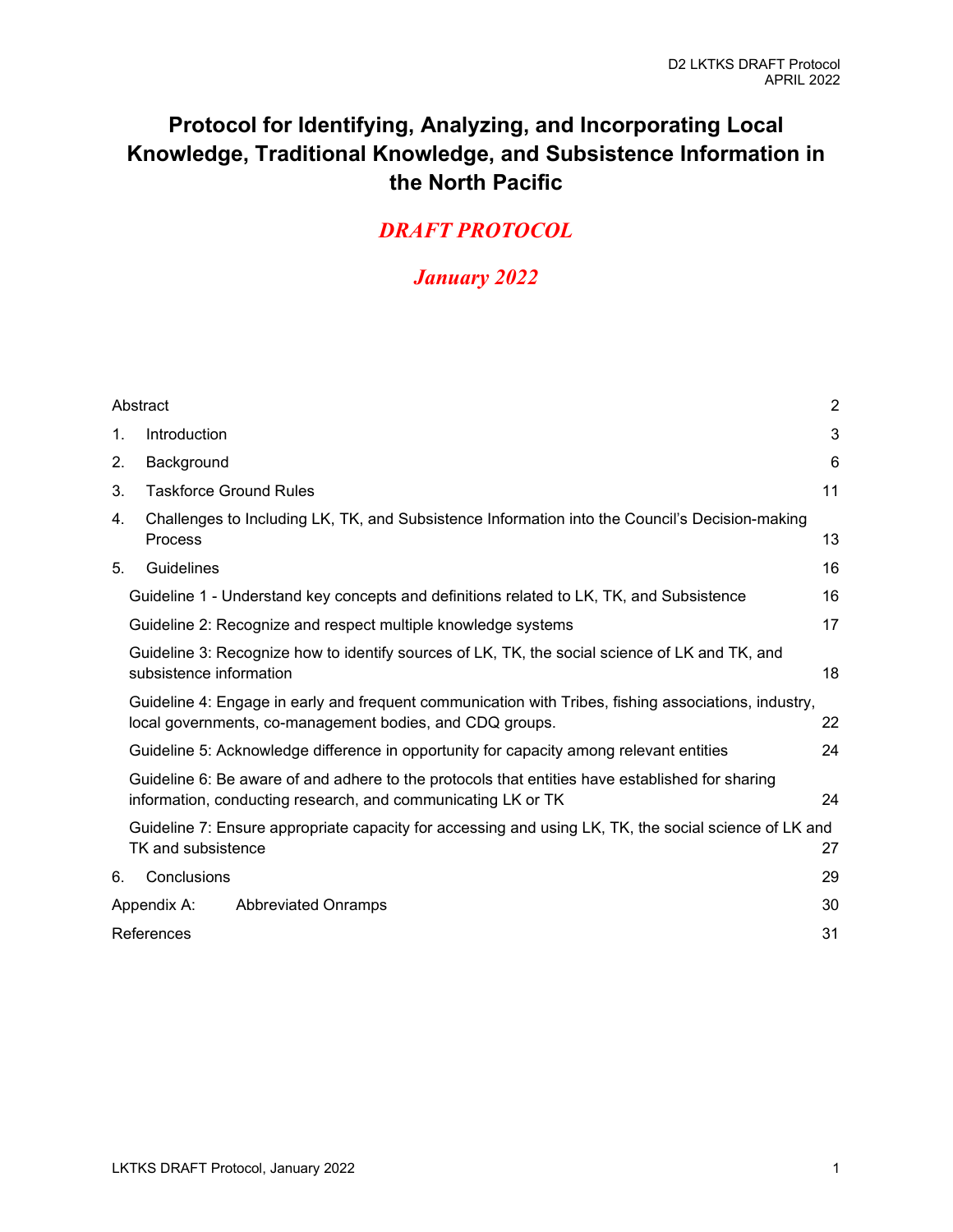# Protocol for Identifying, Analyzing, and Incorporating Local Knowledge, Traditional Knowledge, and Subsistence Information in the North Pacific

## *DRAFT PROTOCOL*

## *January 2022*

| | |
|---|---|
| Abstract | 2 |
| 1. Introduction | 3 |
| 2. Background | 6 |
| 3. Taskforce Ground Rules | 11 |
| 4. Challenges to Including LK, TK, and Subsistence Information into the Council's Decision-making Process | 13 |
| 5. Guidelines | 16 |
| Guideline 1 - Understand key concepts and definitions related to LK, TK, and Subsistence | 16 |
| Guideline 2: Recognize and respect multiple knowledge systems | 17 |
| Guideline 3: Recognize how to identify sources of LK, TK, the social science of LK and TK, and subsistence information | 18 |
| Guideline 4: Engage in early and frequent communication with Tribes, fishing associations, industry, local governments, co-management bodies, and CDQ groups. | 22 |
| Guideline 5: Acknowledge difference in opportunity for capacity among relevant entities | 24 |
| Guideline 6: Be aware of and adhere to the protocols that entities have established for sharing information, conducting research, and communicating LK or TK | 24 |
| Guideline 7: Ensure appropriate capacity for accessing and using LK, TK, the social science of LK and TK and subsistence | 27 |
| 6. Conclusions | 29 |
| Appendix A: Abbreviated Onramps | 30 |
| References | 31 |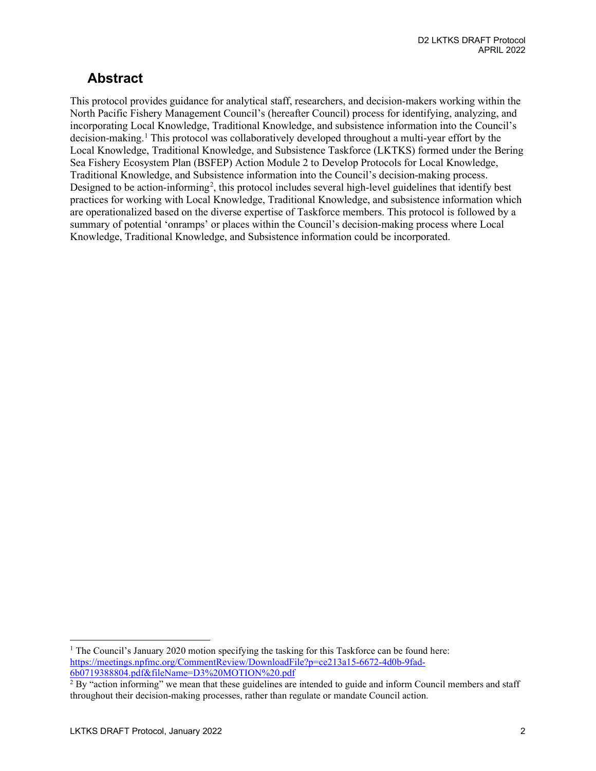# Abstract

This protocol provides guidance for analytical staff, researchers, and decision-makers working within the North Pacific Fishery Management Council's (hereafter Council) process for identifying, analyzing, and incorporating Local Knowledge, Traditional Knowledge, and subsistence information into the Council's decision-making.[1] This protocol was collaboratively developed throughout a multi-year effort by the Local Knowledge, Traditional Knowledge, and Subsistence Taskforce (LKTKS) formed under the Bering Sea Fishery Ecosystem Plan (BSFEP) Action Module 2 to Develop Protocols for Local Knowledge, Traditional Knowledge, and Subsistence information into the Council's decision-making process. Designed to be action-informing[2], this protocol includes several high-level guidelines that identify best practices for working with Local Knowledge, Traditional Knowledge, and subsistence information which are operationalized based on the diverse expertise of Taskforce members. This protocol is followed by a summary of potential 'onramps' or places within the Council's decision-making process where Local Knowledge, Traditional Knowledge, and Subsistence information could be incorporated.

---

[1] The Council's January 2020 motion specifying the tasking for this Taskforce can be found here: https://meetings.npfmc.org/CommentReview/DownloadFile?p=ce213a15-6672-4d0b-9fad-6b0719388804.pdf&fileName=D3%20MOTION%20.pdf

[2] By "action informing" we mean that these guidelines are intended to guide and inform Council members and staff throughout their decision-making processes, rather than regulate or mandate Council action.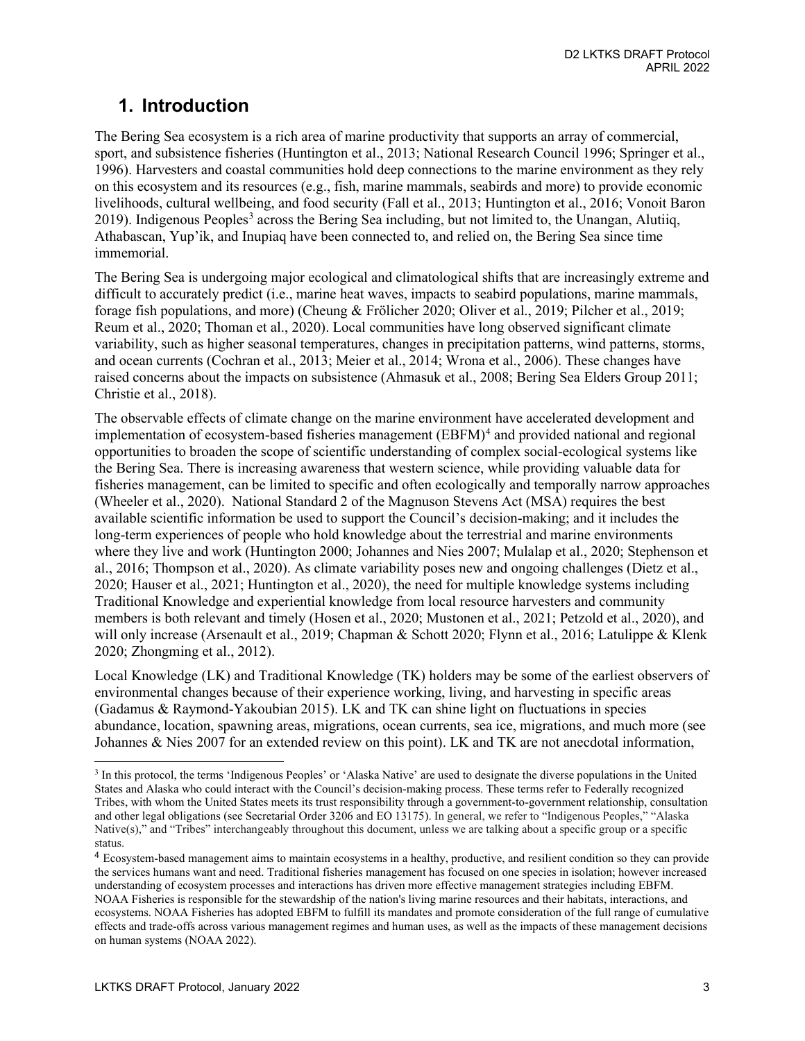# 1. Introduction

The Bering Sea ecosystem is a rich area of marine productivity that supports an array of commercial, sport, and subsistence fisheries (Huntington et al., 2013; National Research Council 1996; Springer et al., 1996). Harvesters and coastal communities hold deep connections to the marine environment as they rely on this ecosystem and its resources (e.g., fish, marine mammals, seabirds and more) to provide economic livelihoods, cultural wellbeing, and food security (Fall et al., 2013; Huntington et al., 2016; Vonoit Baron 2019). Indigenous Peoples[3] across the Bering Sea including, but not limited to, the Unangan, Alutiiq, Athabascan, Yup'ik, and Inupiaq have been connected to, and relied on, the Bering Sea since time immemorial.

The Bering Sea is undergoing major ecological and climatological shifts that are increasingly extreme and difficult to accurately predict (i.e., marine heat waves, impacts to seabird populations, marine mammals, forage fish populations, and more) (Cheung & Frölicher 2020; Oliver et al., 2019; Pilcher et al., 2019; Reum et al., 2020; Thoman et al., 2020). Local communities have long observed significant climate variability, such as higher seasonal temperatures, changes in precipitation patterns, wind patterns, storms, and ocean currents (Cochran et al., 2013; Meier et al., 2014; Wrona et al., 2006). These changes have raised concerns about the impacts on subsistence (Ahmasuk et al., 2008; Bering Sea Elders Group 2011; Christie et al., 2018).

The observable effects of climate change on the marine environment have accelerated development and implementation of ecosystem-based fisheries management (EBFM)[4] and provided national and regional opportunities to broaden the scope of scientific understanding of complex social-ecological systems like the Bering Sea. There is increasing awareness that western science, while providing valuable data for fisheries management, can be limited to specific and often ecologically and temporally narrow approaches (Wheeler et al., 2020). National Standard 2 of the Magnuson Stevens Act (MSA) requires the best available scientific information be used to support the Council's decision-making; and it includes the long-term experiences of people who hold knowledge about the terrestrial and marine environments where they live and work (Huntington 2000; Johannes and Nies 2007; Mulalap et al., 2020; Stephenson et al., 2016; Thompson et al., 2020). As climate variability poses new and ongoing challenges (Dietz et al., 2020; Hauser et al., 2021; Huntington et al., 2020), the need for multiple knowledge systems including Traditional Knowledge and experiential knowledge from local resource harvesters and community members is both relevant and timely (Hosen et al., 2020; Mustonen et al., 2021; Petzold et al., 2020), and will only increase (Arsenault et al., 2019; Chapman & Schott 2020; Flynn et al., 2016; Latulippe & Klenk 2020; Zhongming et al., 2012).

Local Knowledge (LK) and Traditional Knowledge (TK) holders may be some of the earliest observers of environmental changes because of their experience working, living, and harvesting in specific areas (Gadamus & Raymond-Yakoubian 2015). LK and TK can shine light on fluctuations in species abundance, location, spawning areas, migrations, ocean currents, sea ice, migrations, and much more (see Johannes & Nies 2007 for an extended review on this point). LK and TK are not anecdotal information,

[3] In this protocol, the terms 'Indigenous Peoples' or 'Alaska Native' are used to designate the diverse populations in the United States and Alaska who could interact with the Council's decision-making process. These terms refer to Federally recognized Tribes, with whom the United States meets its trust responsibility through a government-to-government relationship, consultation and other legal obligations (see Secretarial Order 3206 and EO 13175). In general, we refer to "Indigenous Peoples," "Alaska Native(s)," and "Tribes" interchangeably throughout this document, unless we are talking about a specific group or a specific status.

[4] Ecosystem-based management aims to maintain ecosystems in a healthy, productive, and resilient condition so they can provide the services humans want and need. Traditional fisheries management has focused on one species in isolation; however increased understanding of ecosystem processes and interactions has driven more effective management strategies including EBFM. NOAA Fisheries is responsible for the stewardship of the nation's living marine resources and their habitats, interactions, and ecosystems. NOAA Fisheries has adopted EBFM to fulfill its mandates and promote consideration of the full range of cumulative effects and trade-offs across various management regimes and human uses, as well as the impacts of these management decisions on human systems (NOAA 2022).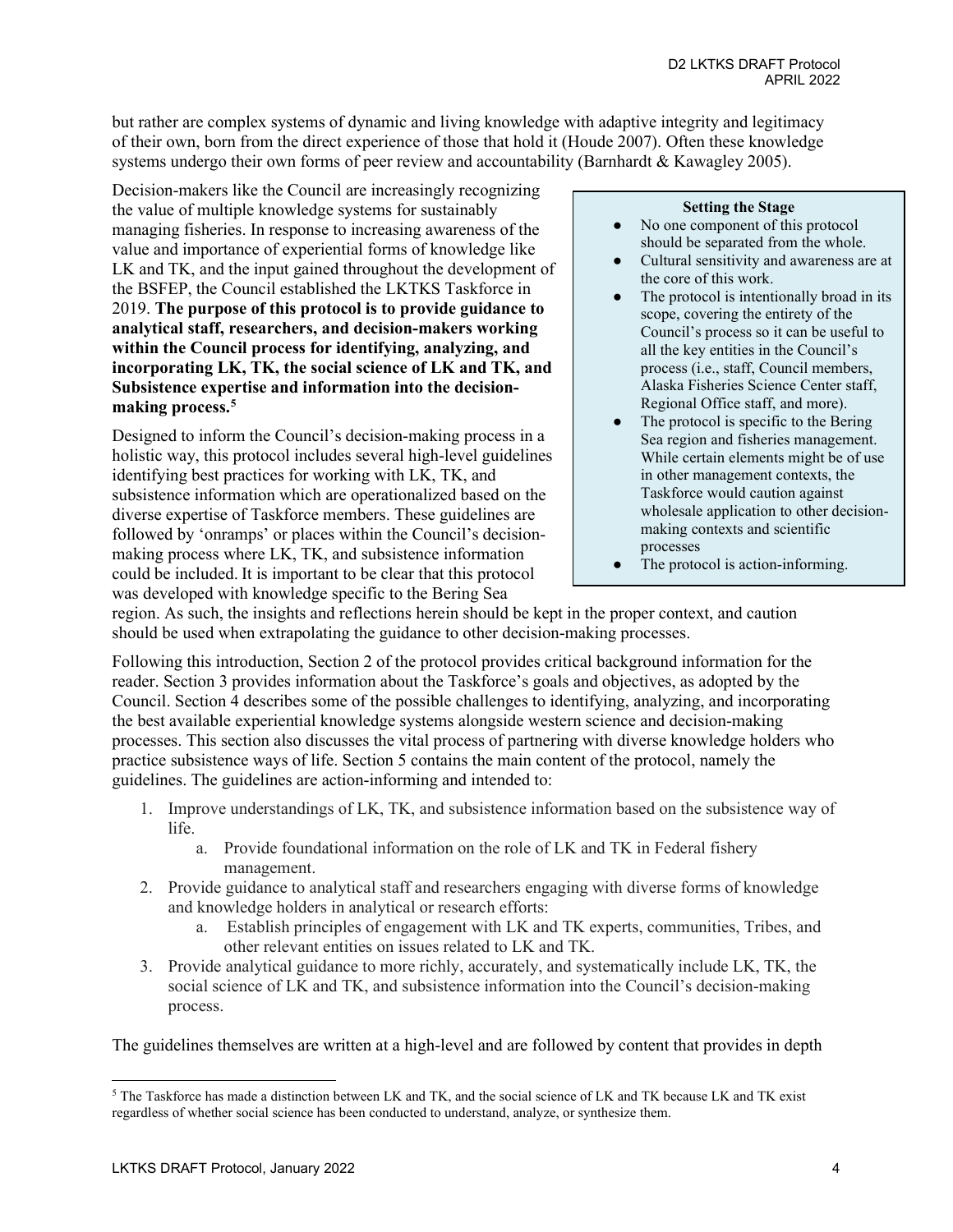but rather are complex systems of dynamic and living knowledge with adaptive integrity and legitimacy of their own, born from the direct experience of those that hold it (Houde 2007). Often these knowledge systems undergo their own forms of peer review and accountability (Barnhardt & Kawagley 2005).

Decision-makers like the Council are increasingly recognizing the value of multiple knowledge systems for sustainably managing fisheries. In response to increasing awareness of the value and importance of experiential forms of knowledge like LK and TK, and the input gained throughout the development of the BSFEP, the Council established the LKTKS Taskforce in 2019. **The purpose of this protocol is to provide guidance to analytical staff, researchers, and decision-makers working within the Council process for identifying, analyzing, and incorporating LK, TK, the social science of LK and TK, and Subsistence expertise and information into the decision-making process.**[5]

> **Setting the Stage**
>
> - No one component of this protocol should be separated from the whole.
> - Cultural sensitivity and awareness are at the core of this work.
> - The protocol is intentionally broad in its scope, covering the entirety of the Council's process so it can be useful to all the key entities in the Council's process (i.e., staff, Council members, Alaska Fisheries Science Center staff, Regional Office staff, and more).
> - The protocol is specific to the Bering Sea region and fisheries management. While certain elements might be of use in other management contexts, the Taskforce would caution against wholesale application to other decision-making contexts and scientific processes
> - The protocol is action-informing.

Designed to inform the Council's decision-making process in a holistic way, this protocol includes several high-level guidelines identifying best practices for working with LK, TK, and subsistence information which are operationalized based on the diverse expertise of Taskforce members. These guidelines are followed by 'onramps' or places within the Council's decision-making process where LK, TK, and subsistence information could be included. It is important to be clear that this protocol was developed with knowledge specific to the Bering Sea region. As such, the insights and reflections herein should be kept in the proper context, and caution should be used when extrapolating the guidance to other decision-making processes.

Following this introduction, Section 2 of the protocol provides critical background information for the reader. Section 3 provides information about the Taskforce's goals and objectives, as adopted by the Council. Section 4 describes some of the possible challenges to identifying, analyzing, and incorporating the best available experiential knowledge systems alongside western science and decision-making processes. This section also discusses the vital process of partnering with diverse knowledge holders who practice subsistence ways of life. Section 5 contains the main content of the protocol, namely the guidelines. The guidelines are action-informing and intended to:

1. Improve understandings of LK, TK, and subsistence information based on the subsistence way of life.
    a. Provide foundational information on the role of LK and TK in Federal fishery management.
2. Provide guidance to analytical staff and researchers engaging with diverse forms of knowledge and knowledge holders in analytical or research efforts:
    a. Establish principles of engagement with LK and TK experts, communities, Tribes, and other relevant entities on issues related to LK and TK.
3. Provide analytical guidance to more richly, accurately, and systematically include LK, TK, the social science of LK and TK, and subsistence information into the Council's decision-making process.

The guidelines themselves are written at a high-level and are followed by content that provides in depth

[5] The Taskforce has made a distinction between LK and TK, and the social science of LK and TK because LK and TK exist regardless of whether social science has been conducted to understand, analyze, or synthesize them.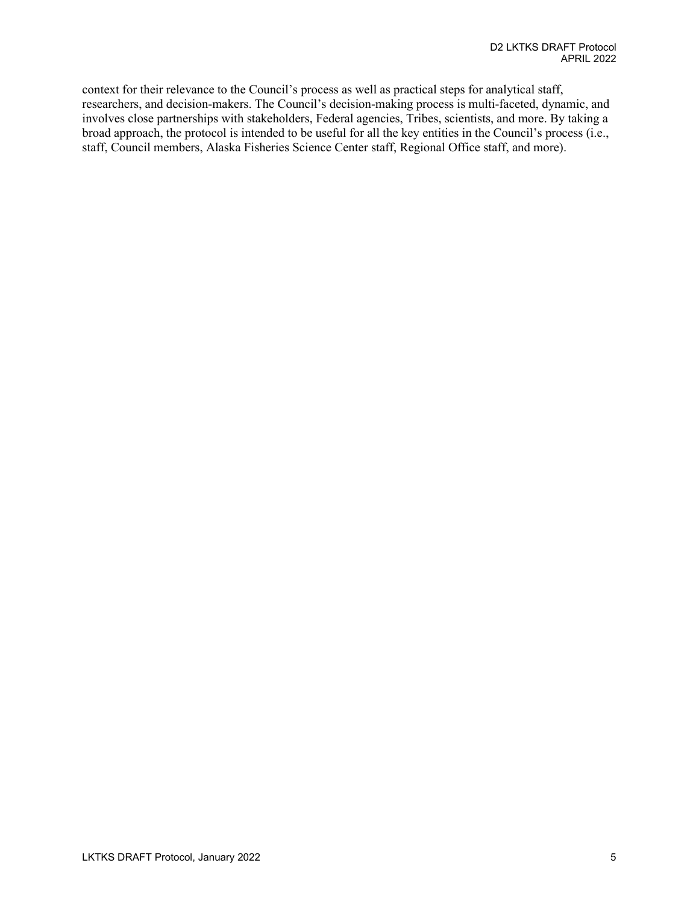context for their relevance to the Council's process as well as practical steps for analytical staff, researchers, and decision-makers. The Council's decision-making process is multi-faceted, dynamic, and involves close partnerships with stakeholders, Federal agencies, Tribes, scientists, and more. By taking a broad approach, the protocol is intended to be useful for all the key entities in the Council's process (i.e., staff, Council members, Alaska Fisheries Science Center staff, Regional Office staff, and more).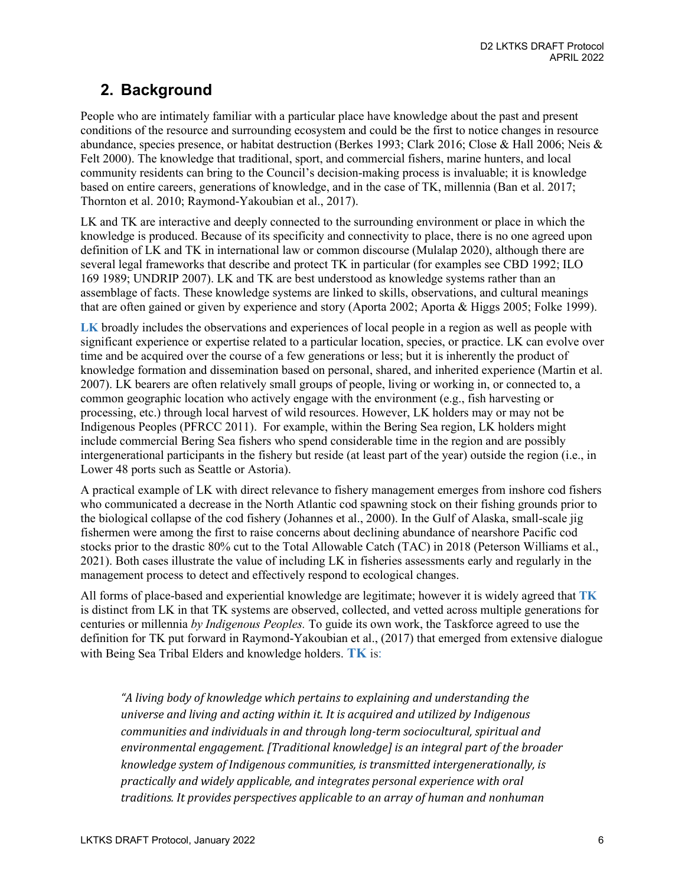## 2. Background

People who are intimately familiar with a particular place have knowledge about the past and present conditions of the resource and surrounding ecosystem and could be the first to notice changes in resource abundance, species presence, or habitat destruction (Berkes 1993; Clark 2016; Close & Hall 2006; Neis & Felt 2000). The knowledge that traditional, sport, and commercial fishers, marine hunters, and local community residents can bring to the Council's decision-making process is invaluable; it is knowledge based on entire careers, generations of knowledge, and in the case of TK, millennia (Ban et al. 2017; Thornton et al. 2010; Raymond-Yakoubian et al., 2017).

LK and TK are interactive and deeply connected to the surrounding environment or place in which the knowledge is produced. Because of its specificity and connectivity to place, there is no one agreed upon definition of LK and TK in international law or common discourse (Mulalap 2020), although there are several legal frameworks that describe and protect TK in particular (for examples see CBD 1992; ILO 169 1989; UNDRIP 2007). LK and TK are best understood as knowledge systems rather than an assemblage of facts. These knowledge systems are linked to skills, observations, and cultural meanings that are often gained or given by experience and story (Aporta 2002; Aporta & Higgs 2005; Folke 1999).

**LK** broadly includes the observations and experiences of local people in a region as well as people with significant experience or expertise related to a particular location, species, or practice. LK can evolve over time and be acquired over the course of a few generations or less; but it is inherently the product of knowledge formation and dissemination based on personal, shared, and inherited experience (Martin et al. 2007). LK bearers are often relatively small groups of people, living or working in, or connected to, a common geographic location who actively engage with the environment (e.g., fish harvesting or processing, etc.) through local harvest of wild resources. However, LK holders may or may not be Indigenous Peoples (PFRCC 2011). For example, within the Bering Sea region, LK holders might include commercial Bering Sea fishers who spend considerable time in the region and are possibly intergenerational participants in the fishery but reside (at least part of the year) outside the region (i.e., in Lower 48 ports such as Seattle or Astoria).

A practical example of LK with direct relevance to fishery management emerges from inshore cod fishers who communicated a decrease in the North Atlantic cod spawning stock on their fishing grounds prior to the biological collapse of the cod fishery (Johannes et al., 2000). In the Gulf of Alaska, small-scale jig fishermen were among the first to raise concerns about declining abundance of nearshore Pacific cod stocks prior to the drastic 80% cut to the Total Allowable Catch (TAC) in 2018 (Peterson Williams et al., 2021). Both cases illustrate the value of including LK in fisheries assessments early and regularly in the management process to detect and effectively respond to ecological changes.

All forms of place-based and experiential knowledge are legitimate; however it is widely agreed that **TK** is distinct from LK in that TK systems are observed, collected, and vetted across multiple generations for centuries or millennia *by Indigenous Peoples.* To guide its own work, the Taskforce agreed to use the definition for TK put forward in Raymond-Yakoubian et al., (2017) that emerged from extensive dialogue with Being Sea Tribal Elders and knowledge holders. **TK** is:

> *"A living body of knowledge which pertains to explaining and understanding the universe and living and acting within it. It is acquired and utilized by Indigenous communities and individuals in and through long-term sociocultural, spiritual and environmental engagement. [Traditional knowledge] is an integral part of the broader knowledge system of Indigenous communities, is transmitted intergenerationally, is practically and widely applicable, and integrates personal experience with oral traditions. It provides perspectives applicable to an array of human and nonhuman*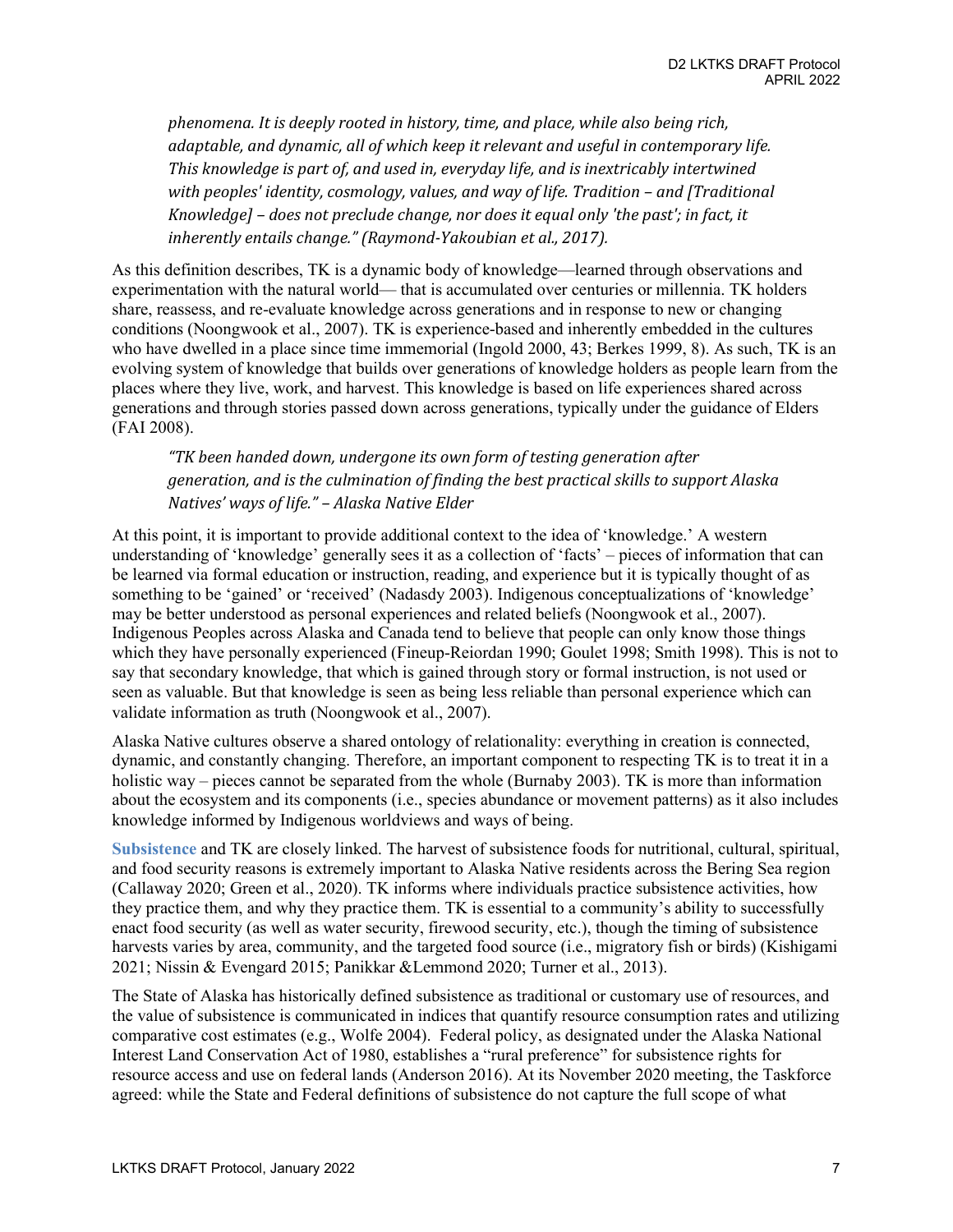*phenomena. It is deeply rooted in history, time, and place, while also being rich, adaptable, and dynamic, all of which keep it relevant and useful in contemporary life. This knowledge is part of, and used in, everyday life, and is inextricably intertwined with peoples' identity, cosmology, values, and way of life. Tradition – and [Traditional Knowledge] – does not preclude change, nor does it equal only 'the past'; in fact, it inherently entails change." (Raymond-Yakoubian et al., 2017).*

As this definition describes, TK is a dynamic body of knowledge—learned through observations and experimentation with the natural world— that is accumulated over centuries or millennia. TK holders share, reassess, and re-evaluate knowledge across generations and in response to new or changing conditions (Noongwook et al., 2007). TK is experience-based and inherently embedded in the cultures who have dwelled in a place since time immemorial (Ingold 2000, 43; Berkes 1999, 8). As such, TK is an evolving system of knowledge that builds over generations of knowledge holders as people learn from the places where they live, work, and harvest. This knowledge is based on life experiences shared across generations and through stories passed down across generations, typically under the guidance of Elders (FAI 2008).

*"TK been handed down, undergone its own form of testing generation after generation, and is the culmination of finding the best practical skills to support Alaska Natives' ways of life." – Alaska Native Elder*

At this point, it is important to provide additional context to the idea of 'knowledge.' A western understanding of 'knowledge' generally sees it as a collection of 'facts' – pieces of information that can be learned via formal education or instruction, reading, and experience but it is typically thought of as something to be 'gained' or 'received' (Nadasdy 2003). Indigenous conceptualizations of 'knowledge' may be better understood as personal experiences and related beliefs (Noongwook et al., 2007). Indigenous Peoples across Alaska and Canada tend to believe that people can only know those things which they have personally experienced (Fineup-Reiordan 1990; Goulet 1998; Smith 1998). This is not to say that secondary knowledge, that which is gained through story or formal instruction, is not used or seen as valuable. But that knowledge is seen as being less reliable than personal experience which can validate information as truth (Noongwook et al., 2007).

Alaska Native cultures observe a shared ontology of relationality: everything in creation is connected, dynamic, and constantly changing. Therefore, an important component to respecting TK is to treat it in a holistic way – pieces cannot be separated from the whole (Burnaby 2003). TK is more than information about the ecosystem and its components (i.e., species abundance or movement patterns) as it also includes knowledge informed by Indigenous worldviews and ways of being.

**Subsistence** and TK are closely linked. The harvest of subsistence foods for nutritional, cultural, spiritual, and food security reasons is extremely important to Alaska Native residents across the Bering Sea region (Callaway 2020; Green et al., 2020). TK informs where individuals practice subsistence activities, how they practice them, and why they practice them. TK is essential to a community's ability to successfully enact food security (as well as water security, firewood security, etc.), though the timing of subsistence harvests varies by area, community, and the targeted food source (i.e., migratory fish or birds) (Kishigami 2021; Nissin & Evengard 2015; Panikkar &Lemmond 2020; Turner et al., 2013).

The State of Alaska has historically defined subsistence as traditional or customary use of resources, and the value of subsistence is communicated in indices that quantify resource consumption rates and utilizing comparative cost estimates (e.g., Wolfe 2004). Federal policy, as designated under the Alaska National Interest Land Conservation Act of 1980, establishes a "rural preference" for subsistence rights for resource access and use on federal lands (Anderson 2016). At its November 2020 meeting, the Taskforce agreed: while the State and Federal definitions of subsistence do not capture the full scope of what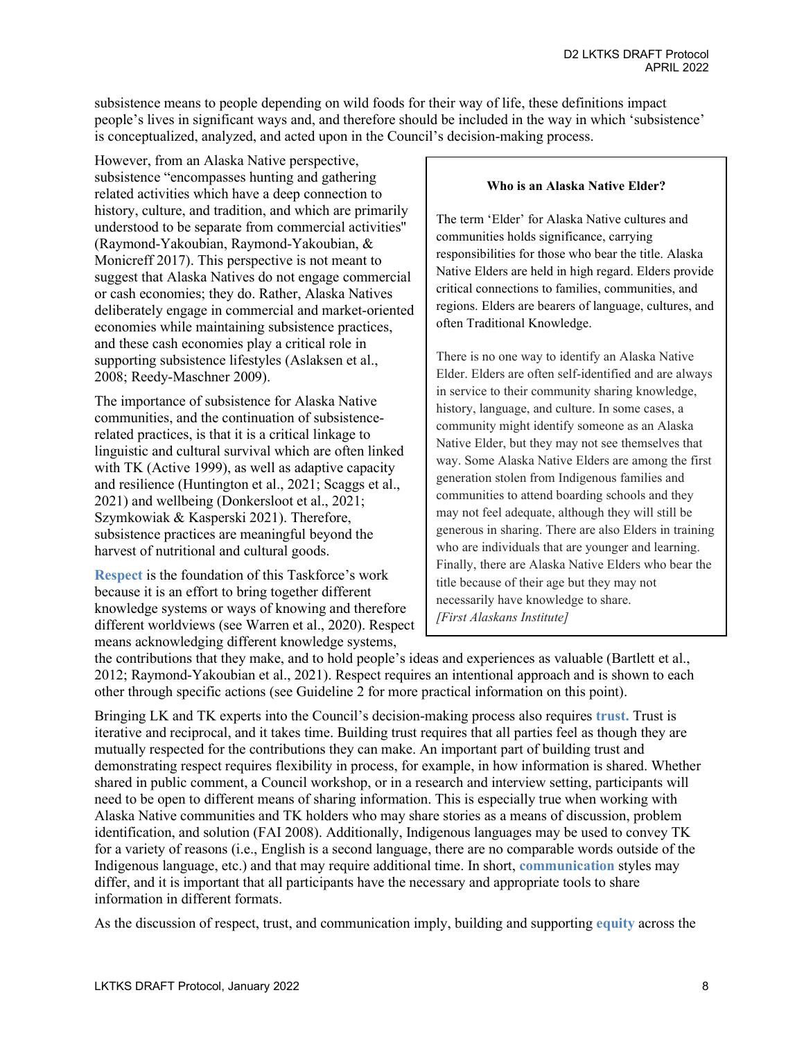subsistence means to people depending on wild foods for their way of life, these definitions impact people's lives in significant ways and, and therefore should be included in the way in which 'subsistence' is conceptualized, analyzed, and acted upon in the Council's decision-making process.

However, from an Alaska Native perspective, subsistence "encompasses hunting and gathering related activities which have a deep connection to history, culture, and tradition, and which are primarily understood to be separate from commercial activities" (Raymond-Yakoubian, Raymond-Yakoubian, & Monicreff 2017). This perspective is not meant to suggest that Alaska Natives do not engage commercial or cash economies; they do. Rather, Alaska Natives deliberately engage in commercial and market-oriented economies while maintaining subsistence practices, and these cash economies play a critical role in supporting subsistence lifestyles (Aslaksen et al., 2008; Reedy-Maschner 2009).

The importance of subsistence for Alaska Native communities, and the continuation of subsistence-related practices, is that it is a critical linkage to linguistic and cultural survival which are often linked with TK (Active 1999), as well as adaptive capacity and resilience (Huntington et al., 2021; Scaggs et al., 2021) and wellbeing (Donkersloot et al., 2021; Szymkowiak & Kasperski 2021). Therefore, subsistence practices are meaningful beyond the harvest of nutritional and cultural goods.

> **Who is an Alaska Native Elder?**
>
> The term 'Elder' for Alaska Native cultures and communities holds significance, carrying responsibilities for those who bear the title. Alaska Native Elders are held in high regard. Elders provide critical connections to families, communities, and regions. Elders are bearers of language, cultures, and often Traditional Knowledge.
>
> There is no one way to identify an Alaska Native Elder. Elders are often self-identified and are always in service to their community sharing knowledge, history, language, and culture. In some cases, a community might identify someone as an Alaska Native Elder, but they may not see themselves that way. Some Alaska Native Elders are among the first generation stolen from Indigenous families and communities to attend boarding schools and they may not feel adequate, although they will still be generous in sharing. There are also Elders in training who are individuals that are younger and learning. Finally, there are Alaska Native Elders who bear the title because of their age but they may not necessarily have knowledge to share.
> *[First Alaskans Institute]*

**Respect** is the foundation of this Taskforce's work because it is an effort to bring together different knowledge systems or ways of knowing and therefore different worldviews (see Warren et al., 2020). Respect means acknowledging different knowledge systems, the contributions that they make, and to hold people's ideas and experiences as valuable (Bartlett et al., 2012; Raymond-Yakoubian et al., 2021). Respect requires an intentional approach and is shown to each other through specific actions (see Guideline 2 for more practical information on this point).

Bringing LK and TK experts into the Council's decision-making process also requires **trust.** Trust is iterative and reciprocal, and it takes time. Building trust requires that all parties feel as though they are mutually respected for the contributions they can make. An important part of building trust and demonstrating respect requires flexibility in process, for example, in how information is shared. Whether shared in public comment, a Council workshop, or in a research and interview setting, participants will need to be open to different means of sharing information. This is especially true when working with Alaska Native communities and TK holders who may share stories as a means of discussion, problem identification, and solution (FAI 2008). Additionally, Indigenous languages may be used to convey TK for a variety of reasons (i.e., English is a second language, there are no comparable words outside of the Indigenous language, etc.) and that may require additional time. In short, **communication** styles may differ, and it is important that all participants have the necessary and appropriate tools to share information in different formats.

As the discussion of respect, trust, and communication imply, building and supporting **equity** across the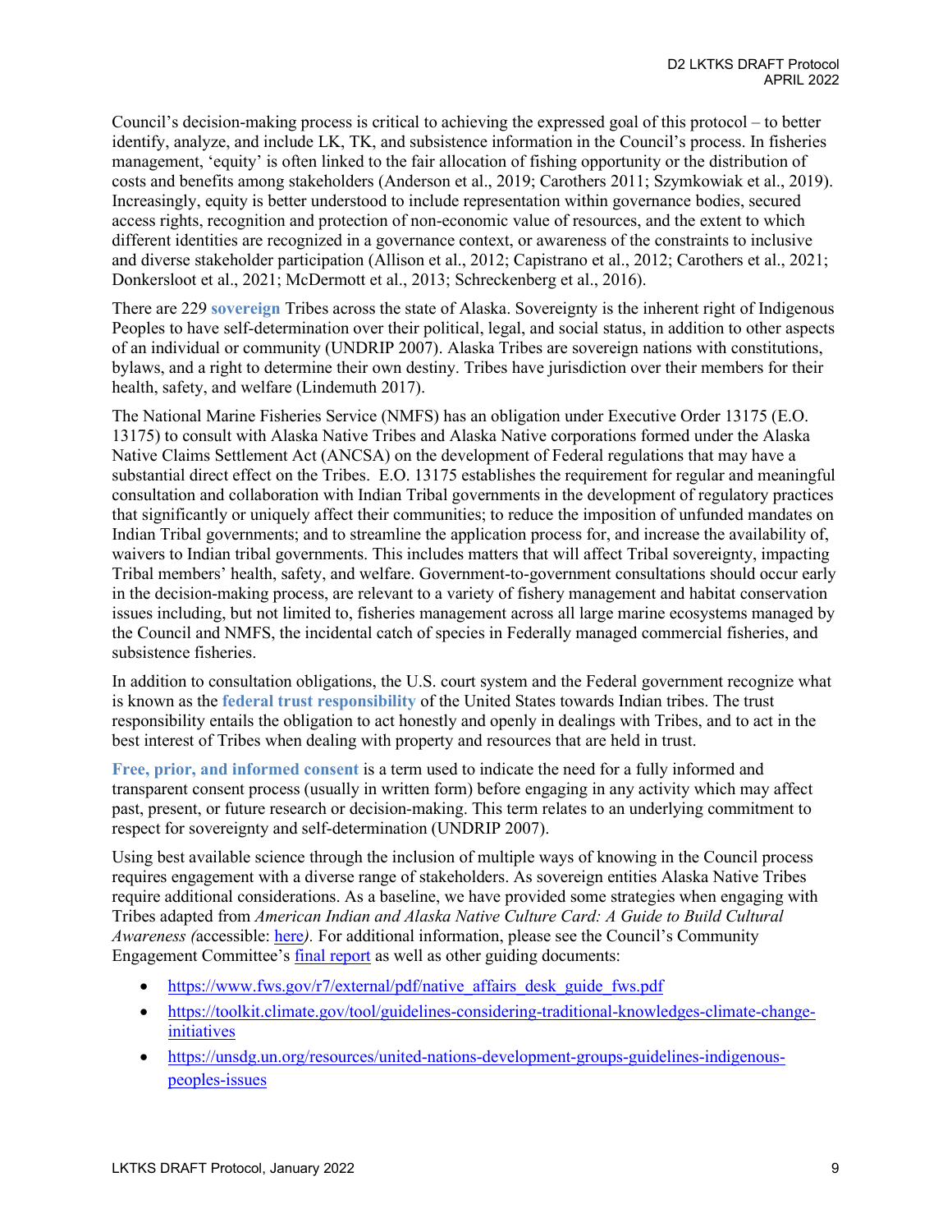Council's decision-making process is critical to achieving the expressed goal of this protocol – to better identify, analyze, and include LK, TK, and subsistence information in the Council's process. In fisheries management, 'equity' is often linked to the fair allocation of fishing opportunity or the distribution of costs and benefits among stakeholders (Anderson et al., 2019; Carothers 2011; Szymkowiak et al., 2019). Increasingly, equity is better understood to include representation within governance bodies, secured access rights, recognition and protection of non-economic value of resources, and the extent to which different identities are recognized in a governance context, or awareness of the constraints to inclusive and diverse stakeholder participation (Allison et al., 2012; Capistrano et al., 2012; Carothers et al., 2021; Donkersloot et al., 2021; McDermott et al., 2013; Schreckenberg et al., 2016).

There are 229 **sovereign** Tribes across the state of Alaska. Sovereignty is the inherent right of Indigenous Peoples to have self-determination over their political, legal, and social status, in addition to other aspects of an individual or community (UNDRIP 2007). Alaska Tribes are sovereign nations with constitutions, bylaws, and a right to determine their own destiny. Tribes have jurisdiction over their members for their health, safety, and welfare (Lindemuth 2017).

The National Marine Fisheries Service (NMFS) has an obligation under Executive Order 13175 (E.O. 13175) to consult with Alaska Native Tribes and Alaska Native corporations formed under the Alaska Native Claims Settlement Act (ANCSA) on the development of Federal regulations that may have a substantial direct effect on the Tribes. E.O. 13175 establishes the requirement for regular and meaningful consultation and collaboration with Indian Tribal governments in the development of regulatory practices that significantly or uniquely affect their communities; to reduce the imposition of unfunded mandates on Indian Tribal governments; and to streamline the application process for, and increase the availability of, waivers to Indian tribal governments. This includes matters that will affect Tribal sovereignty, impacting Tribal members' health, safety, and welfare. Government-to-government consultations should occur early in the decision-making process, are relevant to a variety of fishery management and habitat conservation issues including, but not limited to, fisheries management across all large marine ecosystems managed by the Council and NMFS, the incidental catch of species in Federally managed commercial fisheries, and subsistence fisheries.

In addition to consultation obligations, the U.S. court system and the Federal government recognize what is known as the **federal trust responsibility** of the United States towards Indian tribes. The trust responsibility entails the obligation to act honestly and openly in dealings with Tribes, and to act in the best interest of Tribes when dealing with property and resources that are held in trust.

**Free, prior, and informed consent** is a term used to indicate the need for a fully informed and transparent consent process (usually in written form) before engaging in any activity which may affect past, present, or future research or decision-making. This term relates to an underlying commitment to respect for sovereignty and self-determination (UNDRIP 2007).

Using best available science through the inclusion of multiple ways of knowing in the Council process requires engagement with a diverse range of stakeholders. As sovereign entities Alaska Native Tribes require additional considerations. As a baseline, we have provided some strategies when engaging with Tribes adapted from *American Indian and Alaska Native Culture Card: A Guide to Build Cultural Awareness (*accessible: here*).* For additional information, please see the Council's Community Engagement Committee's final report as well as other guiding documents:

- https://www.fws.gov/r7/external/pdf/native_affairs_desk_guide_fws.pdf
- https://toolkit.climate.gov/tool/guidelines-considering-traditional-knowledges-climate-change-initiatives
- https://unsdg.un.org/resources/united-nations-development-groups-guidelines-indigenous-peoples-issues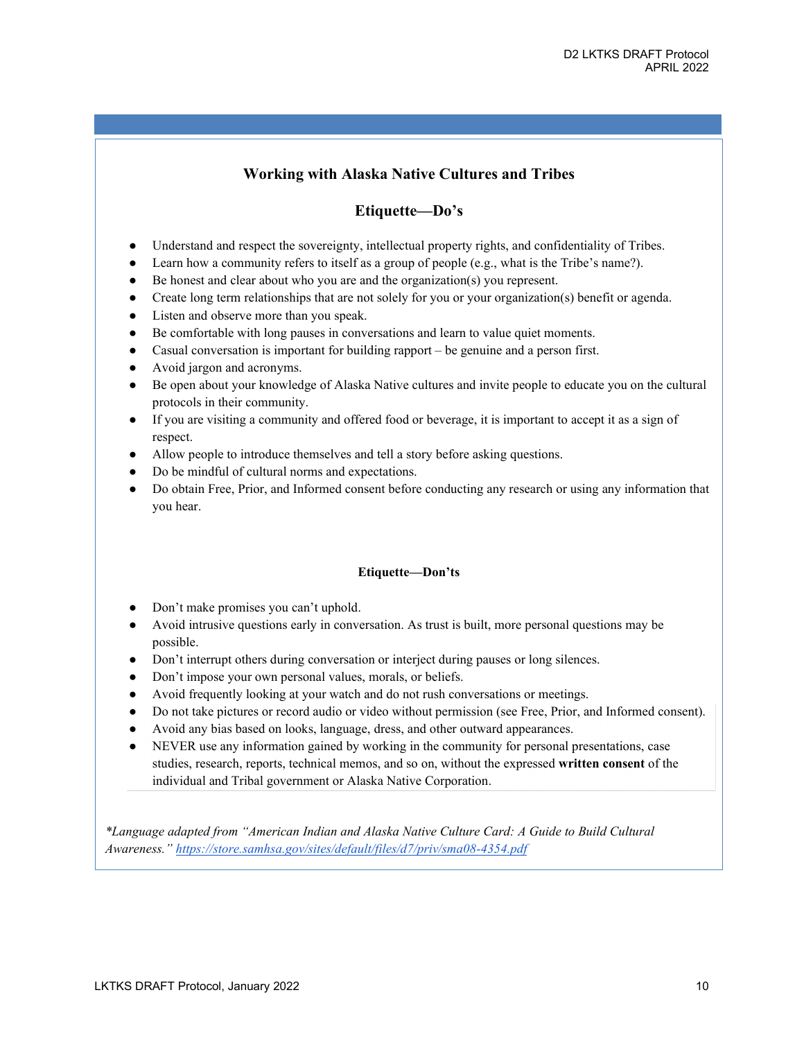## Working with Alaska Native Cultures and Tribes

### Etiquette—Do's

- Understand and respect the sovereignty, intellectual property rights, and confidentiality of Tribes.
- Learn how a community refers to itself as a group of people (e.g., what is the Tribe's name?).
- Be honest and clear about who you are and the organization(s) you represent.
- Create long term relationships that are not solely for you or your organization(s) benefit or agenda.
- Listen and observe more than you speak.
- Be comfortable with long pauses in conversations and learn to value quiet moments.
- Casual conversation is important for building rapport – be genuine and a person first.
- Avoid jargon and acronyms.
- Be open about your knowledge of Alaska Native cultures and invite people to educate you on the cultural protocols in their community.
- If you are visiting a community and offered food or beverage, it is important to accept it as a sign of respect.
- Allow people to introduce themselves and tell a story before asking questions.
- Do be mindful of cultural norms and expectations.
- Do obtain Free, Prior, and Informed consent before conducting any research or using any information that you hear.

### Etiquette—Don'ts

- Don't make promises you can't uphold.
- Avoid intrusive questions early in conversation. As trust is built, more personal questions may be possible.
- Don't interrupt others during conversation or interject during pauses or long silences.
- Don't impose your own personal values, morals, or beliefs.
- Avoid frequently looking at your watch and do not rush conversations or meetings.
- Do not take pictures or record audio or video without permission (see Free, Prior, and Informed consent).
- Avoid any bias based on looks, language, dress, and other outward appearances.
- NEVER use any information gained by working in the community for personal presentations, case studies, research, reports, technical memos, and so on, without the expressed **written consent** of the individual and Tribal government or Alaska Native Corporation.

*\*Language adapted from "American Indian and Alaska Native Culture Card: A Guide to Build Cultural Awareness."* https://store.samhsa.gov/sites/default/files/d7/priv/sma08-4354.pdf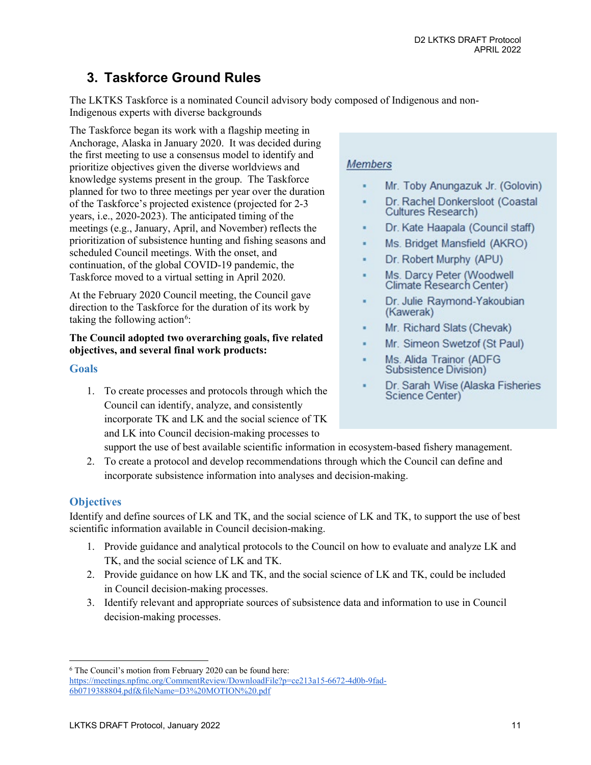## 3. Taskforce Ground Rules

The LKTKS Taskforce is a nominated Council advisory body composed of Indigenous and non-Indigenous experts with diverse backgrounds

The Taskforce began its work with a flagship meeting in Anchorage, Alaska in January 2020. It was decided during the first meeting to use a consensus model to identify and prioritize objectives given the diverse worldviews and knowledge systems present in the group. The Taskforce planned for two to three meetings per year over the duration of the Taskforce's projected existence (projected for 2-3 years, i.e., 2020-2023). The anticipated timing of the meetings (e.g., January, April, and November) reflects the prioritization of subsistence hunting and fishing seasons and scheduled Council meetings. With the onset, and continuation, of the global COVID-19 pandemic, the Taskforce moved to a virtual setting in April 2020.

*Members*

- Mr. Toby Anungazuk Jr. (Golovin)
- Dr. Rachel Donkersloot (Coastal Cultures Research)
- Dr. Kate Haapala (Council staff)
- Ms. Bridget Mansfield (AKRO)
- Dr. Robert Murphy (APU)
- Ms. Darcy Peter (Woodwell Climate Research Center)
- Dr. Julie Raymond-Yakoubian (Kawerak)
- Mr. Richard Slats (Chevak)
- Mr. Simeon Swetzof (St Paul)
- Ms. Alida Trainor (ADFG Subsistence Division)
- Dr. Sarah Wise (Alaska Fisheries Science Center)

At the February 2020 Council meeting, the Council gave direction to the Taskforce for the duration of its work by taking the following action[6]:

**The Council adopted two overarching goals, five related objectives, and several final work products:**

### Goals

1. To create processes and protocols through which the Council can identify, analyze, and consistently incorporate TK and LK and the social science of TK and LK into Council decision-making processes to support the use of best available scientific information in ecosystem-based fishery management.
2. To create a protocol and develop recommendations through which the Council can define and incorporate subsistence information into analyses and decision-making.

### Objectives

Identify and define sources of LK and TK, and the social science of LK and TK, to support the use of best scientific information available in Council decision-making.

1. Provide guidance and analytical protocols to the Council on how to evaluate and analyze LK and TK, and the social science of LK and TK.
2. Provide guidance on how LK and TK, and the social science of LK and TK, could be included in Council decision-making processes.
3. Identify relevant and appropriate sources of subsistence data and information to use in Council decision-making processes.

[6] The Council's motion from February 2020 can be found here: https://meetings.npfmc.org/CommentReview/DownloadFile?p=ce213a15-6672-4d0b-9fad-6b0719388804.pdf&fileName=D3%20MOTION%20.pdf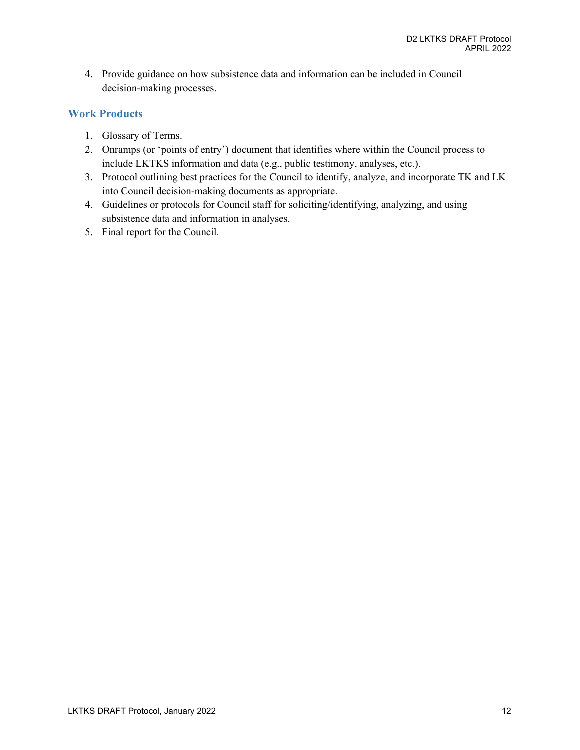4. Provide guidance on how subsistence data and information can be included in Council decision-making processes.

## Work Products

1. Glossary of Terms.
2. Onramps (or 'points of entry') document that identifies where within the Council process to include LKTKS information and data (e.g., public testimony, analyses, etc.).
3. Protocol outlining best practices for the Council to identify, analyze, and incorporate TK and LK into Council decision-making documents as appropriate.
4. Guidelines or protocols for Council staff for soliciting/identifying, analyzing, and using subsistence data and information in analyses.
5. Final report for the Council.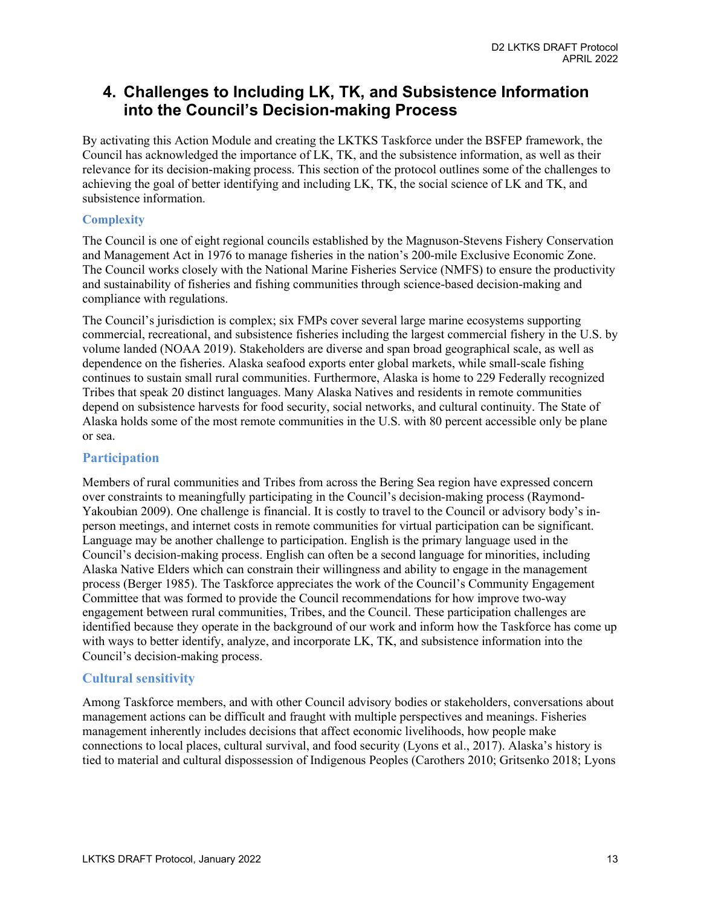# 4. Challenges to Including LK, TK, and Subsistence Information into the Council's Decision-making Process

By activating this Action Module and creating the LKTKS Taskforce under the BSFEP framework, the Council has acknowledged the importance of LK, TK, and the subsistence information, as well as their relevance for its decision-making process. This section of the protocol outlines some of the challenges to achieving the goal of better identifying and including LK, TK, the social science of LK and TK, and subsistence information.

### Complexity

The Council is one of eight regional councils established by the Magnuson-Stevens Fishery Conservation and Management Act in 1976 to manage fisheries in the nation's 200-mile Exclusive Economic Zone. The Council works closely with the National Marine Fisheries Service (NMFS) to ensure the productivity and sustainability of fisheries and fishing communities through science-based decision-making and compliance with regulations.

The Council's jurisdiction is complex; six FMPs cover several large marine ecosystems supporting commercial, recreational, and subsistence fisheries including the largest commercial fishery in the U.S. by volume landed (NOAA 2019). Stakeholders are diverse and span broad geographical scale, as well as dependence on the fisheries. Alaska seafood exports enter global markets, while small-scale fishing continues to sustain small rural communities. Furthermore, Alaska is home to 229 Federally recognized Tribes that speak 20 distinct languages. Many Alaska Natives and residents in remote communities depend on subsistence harvests for food security, social networks, and cultural continuity. The State of Alaska holds some of the most remote communities in the U.S. with 80 percent accessible only be plane or sea.

### Participation

Members of rural communities and Tribes from across the Bering Sea region have expressed concern over constraints to meaningfully participating in the Council's decision-making process (Raymond-Yakoubian 2009). One challenge is financial. It is costly to travel to the Council or advisory body's in-person meetings, and internet costs in remote communities for virtual participation can be significant. Language may be another challenge to participation. English is the primary language used in the Council's decision-making process. English can often be a second language for minorities, including Alaska Native Elders which can constrain their willingness and ability to engage in the management process (Berger 1985). The Taskforce appreciates the work of the Council's Community Engagement Committee that was formed to provide the Council recommendations for how improve two-way engagement between rural communities, Tribes, and the Council. These participation challenges are identified because they operate in the background of our work and inform how the Taskforce has come up with ways to better identify, analyze, and incorporate LK, TK, and subsistence information into the Council's decision-making process.

### Cultural sensitivity

Among Taskforce members, and with other Council advisory bodies or stakeholders, conversations about management actions can be difficult and fraught with multiple perspectives and meanings. Fisheries management inherently includes decisions that affect economic livelihoods, how people make connections to local places, cultural survival, and food security (Lyons et al., 2017). Alaska's history is tied to material and cultural dispossession of Indigenous Peoples (Carothers 2010; Gritsenko 2018; Lyons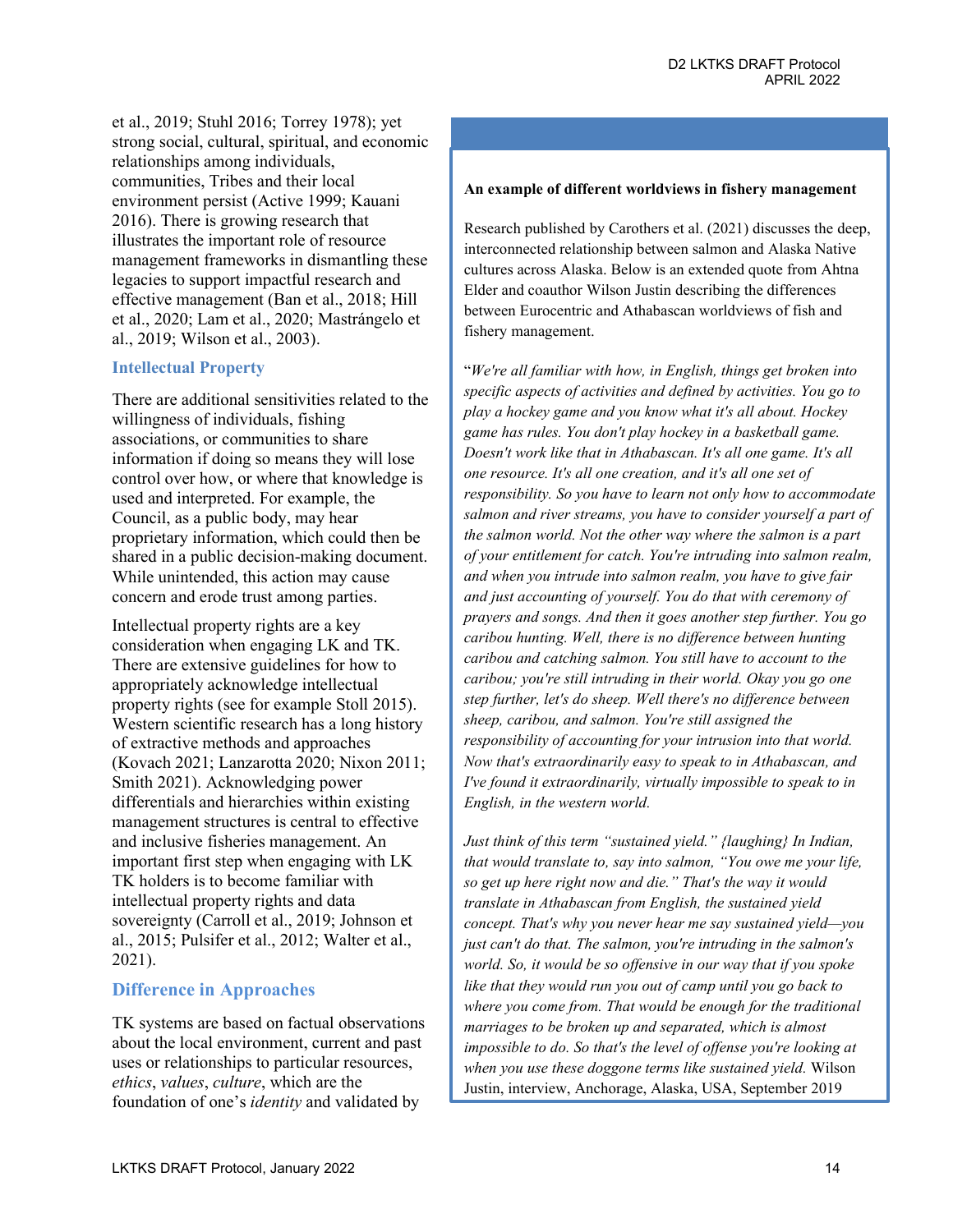et al., 2019; Stuhl 2016; Torrey 1978); yet strong social, cultural, spiritual, and economic relationships among individuals, communities, Tribes and their local environment persist (Active 1999; Kauani 2016). There is growing research that illustrates the important role of resource management frameworks in dismantling these legacies to support impactful research and effective management (Ban et al., 2018; Hill et al., 2020; Lam et al., 2020; Mastrángelo et al., 2019; Wilson et al., 2003).

### Intellectual Property

There are additional sensitivities related to the willingness of individuals, fishing associations, or communities to share information if doing so means they will lose control over how, or where that knowledge is used and interpreted. For example, the Council, as a public body, may hear proprietary information, which could then be shared in a public decision-making document. While unintended, this action may cause concern and erode trust among parties.

Intellectual property rights are a key consideration when engaging LK and TK. There are extensive guidelines for how to appropriately acknowledge intellectual property rights (see for example Stoll 2015). Western scientific research has a long history of extractive methods and approaches (Kovach 2021; Lanzarotta 2020; Nixon 2011; Smith 2021). Acknowledging power differentials and hierarchies within existing management structures is central to effective and inclusive fisheries management. An important first step when engaging with LK TK holders is to become familiar with intellectual property rights and data sovereignty (Carroll et al., 2019; Johnson et al., 2015; Pulsifer et al., 2012; Walter et al., 2021).

### Difference in Approaches

TK systems are based on factual observations about the local environment, current and past uses or relationships to particular resources, *ethics*, *values*, *culture*, which are the foundation of one's *identity* and validated by

---

**An example of different worldviews in fishery management**

Research published by Carothers et al. (2021) discusses the deep, interconnected relationship between salmon and Alaska Native cultures across Alaska. Below is an extended quote from Ahtna Elder and coauthor Wilson Justin describing the differences between Eurocentric and Athabascan worldviews of fish and fishery management.

"*We're all familiar with how, in English, things get broken into specific aspects of activities and defined by activities. You go to play a hockey game and you know what it's all about. Hockey game has rules. You don't play hockey in a basketball game. Doesn't work like that in Athabascan. It's all one game. It's all one resource. It's all one creation, and it's all one set of responsibility. So you have to learn not only how to accommodate salmon and river streams, you have to consider yourself a part of the salmon world. Not the other way where the salmon is a part of your entitlement for catch. You're intruding into salmon realm, and when you intrude into salmon realm, you have to give fair and just accounting of yourself. You do that with ceremony of prayers and songs. And then it goes another step further. You go caribou hunting. Well, there is no difference between hunting caribou and catching salmon. You still have to account to the caribou; you're still intruding in their world. Okay you go one step further, let's do sheep. Well there's no difference between sheep, caribou, and salmon. You're still assigned the responsibility of accounting for your intrusion into that world. Now that's extraordinarily easy to speak to in Athabascan, and I've found it extraordinarily, virtually impossible to speak to in English, in the western world.*

*Just think of this term "sustained yield." {laughing} In Indian, that would translate to, say into salmon, "You owe me your life, so get up here right now and die." That's the way it would translate in Athabascan from English, the sustained yield concept. That's why you never hear me say sustained yield—you just can't do that. The salmon, you're intruding in the salmon's world. So, it would be so offensive in our way that if you spoke like that they would run you out of camp until you go back to where you come from. That would be enough for the traditional marriages to be broken up and separated, which is almost impossible to do. So that's the level of offense you're looking at when you use these doggone terms like sustained yield.* Wilson Justin, interview, Anchorage, Alaska, USA, September 2019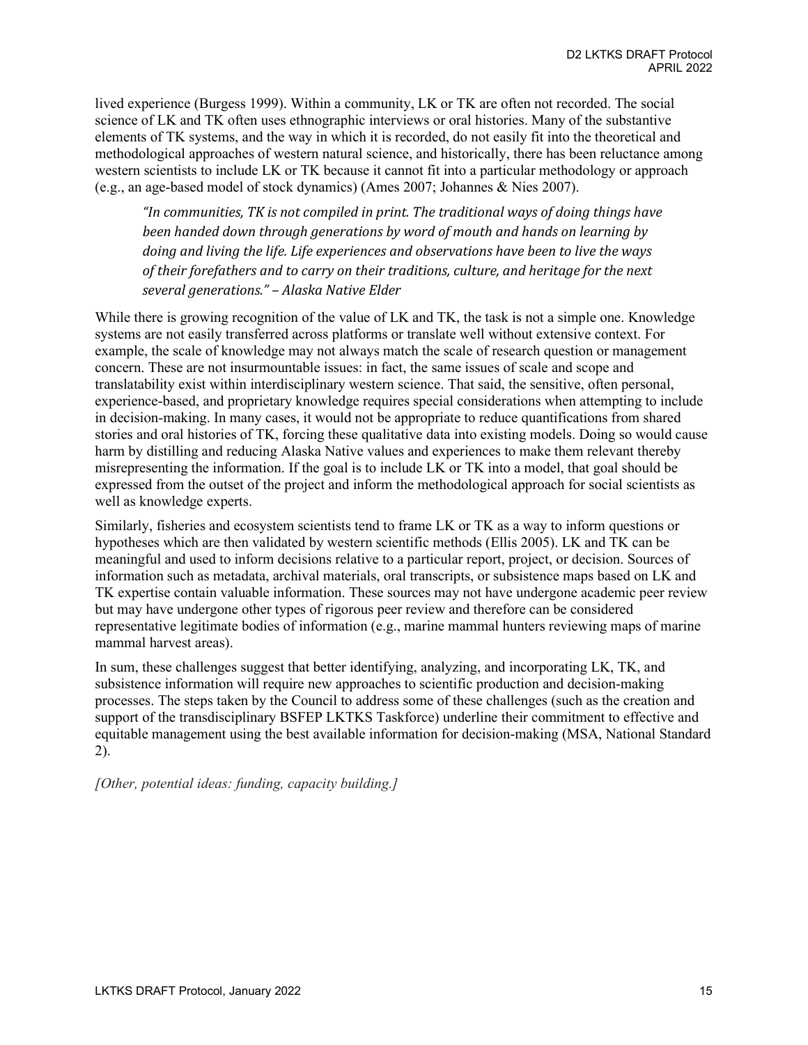lived experience (Burgess 1999). Within a community, LK or TK are often not recorded. The social science of LK and TK often uses ethnographic interviews or oral histories. Many of the substantive elements of TK systems, and the way in which it is recorded, do not easily fit into the theoretical and methodological approaches of western natural science, and historically, there has been reluctance among western scientists to include LK or TK because it cannot fit into a particular methodology or approach (e.g., an age-based model of stock dynamics) (Ames 2007; Johannes & Nies 2007).

> *"In communities, TK is not compiled in print. The traditional ways of doing things have been handed down through generations by word of mouth and hands on learning by doing and living the life. Life experiences and observations have been to live the ways of their forefathers and to carry on their traditions, culture, and heritage for the next several generations." – Alaska Native Elder*

While there is growing recognition of the value of LK and TK, the task is not a simple one. Knowledge systems are not easily transferred across platforms or translate well without extensive context. For example, the scale of knowledge may not always match the scale of research question or management concern. These are not insurmountable issues: in fact, the same issues of scale and scope and translatability exist within interdisciplinary western science. That said, the sensitive, often personal, experience-based, and proprietary knowledge requires special considerations when attempting to include in decision-making. In many cases, it would not be appropriate to reduce quantifications from shared stories and oral histories of TK, forcing these qualitative data into existing models. Doing so would cause harm by distilling and reducing Alaska Native values and experiences to make them relevant thereby misrepresenting the information. If the goal is to include LK or TK into a model, that goal should be expressed from the outset of the project and inform the methodological approach for social scientists as well as knowledge experts.

Similarly, fisheries and ecosystem scientists tend to frame LK or TK as a way to inform questions or hypotheses which are then validated by western scientific methods (Ellis 2005). LK and TK can be meaningful and used to inform decisions relative to a particular report, project, or decision. Sources of information such as metadata, archival materials, oral transcripts, or subsistence maps based on LK and TK expertise contain valuable information. These sources may not have undergone academic peer review but may have undergone other types of rigorous peer review and therefore can be considered representative legitimate bodies of information (e.g., marine mammal hunters reviewing maps of marine mammal harvest areas).

In sum, these challenges suggest that better identifying, analyzing, and incorporating LK, TK, and subsistence information will require new approaches to scientific production and decision-making processes. The steps taken by the Council to address some of these challenges (such as the creation and support of the transdisciplinary BSFEP LKTKS Taskforce) underline their commitment to effective and equitable management using the best available information for decision-making (MSA, National Standard 2).

*[Other, potential ideas: funding, capacity building.]*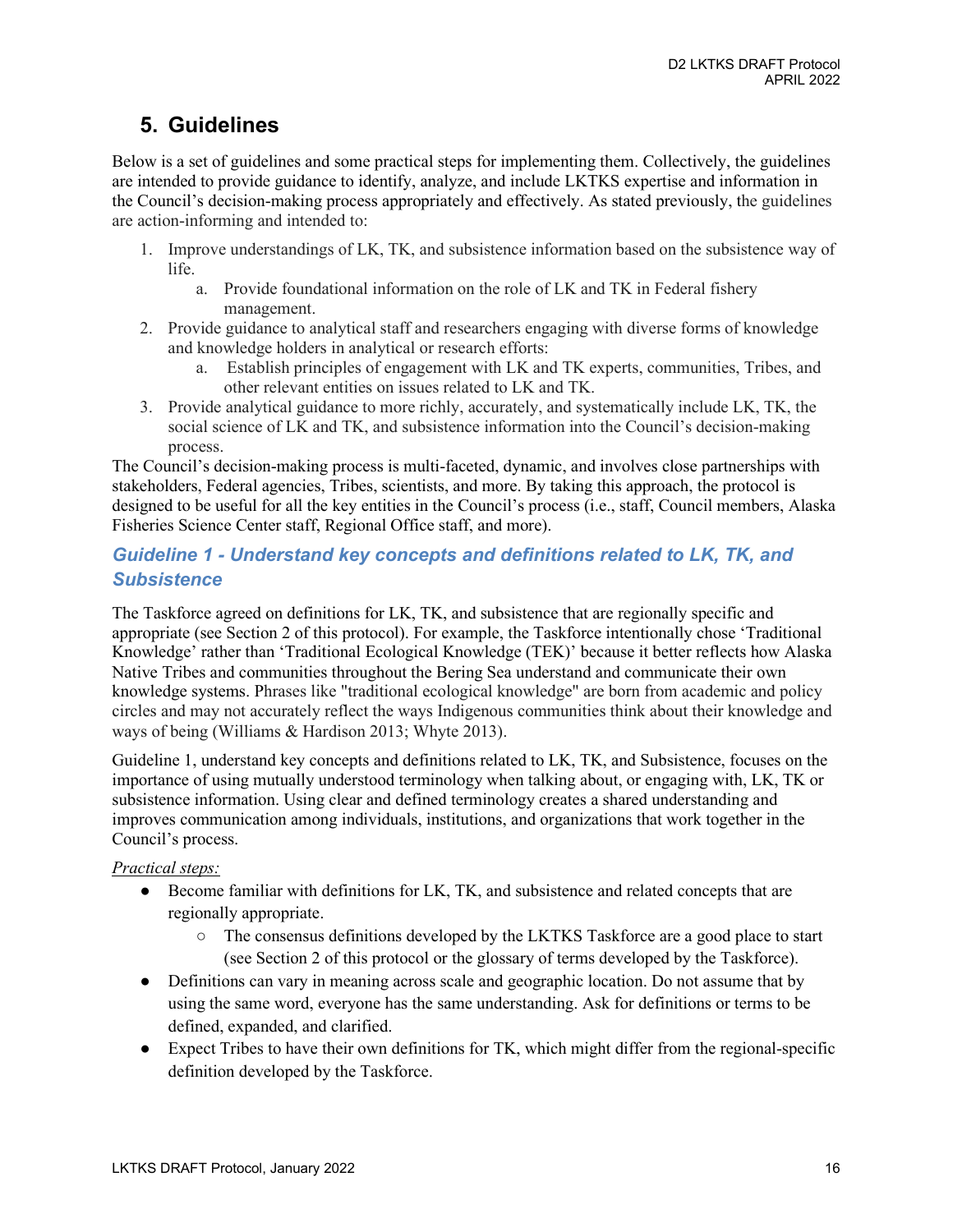## 5. Guidelines

Below is a set of guidelines and some practical steps for implementing them. Collectively, the guidelines are intended to provide guidance to identify, analyze, and include LKTKS expertise and information in the Council's decision-making process appropriately and effectively. As stated previously, the guidelines are action-informing and intended to:

1. Improve understandings of LK, TK, and subsistence information based on the subsistence way of life.
   a. Provide foundational information on the role of LK and TK in Federal fishery management.
2. Provide guidance to analytical staff and researchers engaging with diverse forms of knowledge and knowledge holders in analytical or research efforts:
   a. Establish principles of engagement with LK and TK experts, communities, Tribes, and other relevant entities on issues related to LK and TK.
3. Provide analytical guidance to more richly, accurately, and systematically include LK, TK, the social science of LK and TK, and subsistence information into the Council's decision-making process.

The Council's decision-making process is multi-faceted, dynamic, and involves close partnerships with stakeholders, Federal agencies, Tribes, scientists, and more. By taking this approach, the protocol is designed to be useful for all the key entities in the Council's process (i.e., staff, Council members, Alaska Fisheries Science Center staff, Regional Office staff, and more).

### *Guideline 1 - Understand key concepts and definitions related to LK, TK, and Subsistence*

The Taskforce agreed on definitions for LK, TK, and subsistence that are regionally specific and appropriate (see Section 2 of this protocol). For example, the Taskforce intentionally chose 'Traditional Knowledge' rather than 'Traditional Ecological Knowledge (TEK)' because it better reflects how Alaska Native Tribes and communities throughout the Bering Sea understand and communicate their own knowledge systems. Phrases like "traditional ecological knowledge" are born from academic and policy circles and may not accurately reflect the ways Indigenous communities think about their knowledge and ways of being (Williams & Hardison 2013; Whyte 2013).

Guideline 1, understand key concepts and definitions related to LK, TK, and Subsistence, focuses on the importance of using mutually understood terminology when talking about, or engaging with, LK, TK or subsistence information. Using clear and defined terminology creates a shared understanding and improves communication among individuals, institutions, and organizations that work together in the Council's process.

*Practical steps:*

- Become familiar with definitions for LK, TK, and subsistence and related concepts that are regionally appropriate.
  - The consensus definitions developed by the LKTKS Taskforce are a good place to start (see Section 2 of this protocol or the glossary of terms developed by the Taskforce).
- Definitions can vary in meaning across scale and geographic location. Do not assume that by using the same word, everyone has the same understanding. Ask for definitions or terms to be defined, expanded, and clarified.
- Expect Tribes to have their own definitions for TK, which might differ from the regional-specific definition developed by the Taskforce.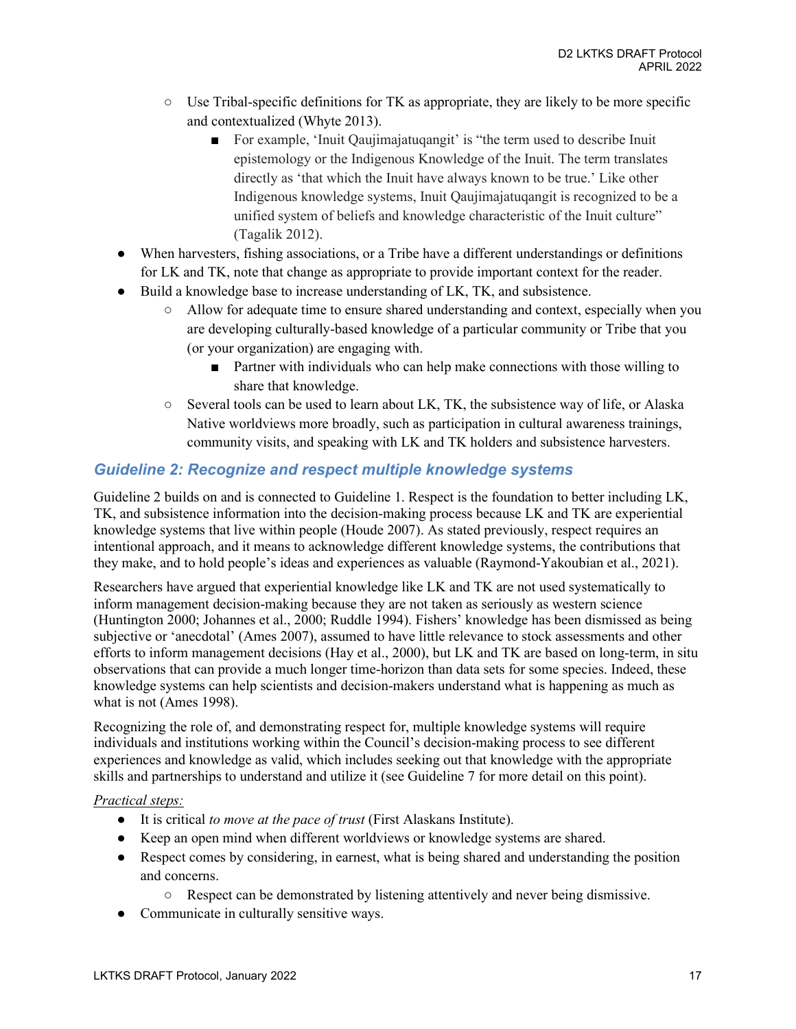- Use Tribal-specific definitions for TK as appropriate, they are likely to be more specific and contextualized (Whyte 2013).
        - For example, 'Inuit Qaujimajatuqangit' is "the term used to describe Inuit epistemology or the Indigenous Knowledge of the Inuit. The term translates directly as 'that which the Inuit have always known to be true.' Like other Indigenous knowledge systems, Inuit Qaujimajatuqangit is recognized to be a unified system of beliefs and knowledge characteristic of the Inuit culture" (Tagalik 2012).
- When harvesters, fishing associations, or a Tribe have a different understandings or definitions for LK and TK, note that change as appropriate to provide important context for the reader.
- Build a knowledge base to increase understanding of LK, TK, and subsistence.
    - Allow for adequate time to ensure shared understanding and context, especially when you are developing culturally-based knowledge of a particular community or Tribe that you (or your organization) are engaging with.
        - Partner with individuals who can help make connections with those willing to share that knowledge.
    - Several tools can be used to learn about LK, TK, the subsistence way of life, or Alaska Native worldviews more broadly, such as participation in cultural awareness trainings, community visits, and speaking with LK and TK holders and subsistence harvesters.

### *Guideline 2: Recognize and respect multiple knowledge systems*

Guideline 2 builds on and is connected to Guideline 1. Respect is the foundation to better including LK, TK, and subsistence information into the decision-making process because LK and TK are experiential knowledge systems that live within people (Houde 2007). As stated previously, respect requires an intentional approach, and it means to acknowledge different knowledge systems, the contributions that they make, and to hold people's ideas and experiences as valuable (Raymond-Yakoubian et al., 2021).

Researchers have argued that experiential knowledge like LK and TK are not used systematically to inform management decision-making because they are not taken as seriously as western science (Huntington 2000; Johannes et al., 2000; Ruddle 1994). Fishers' knowledge has been dismissed as being subjective or 'anecdotal' (Ames 2007), assumed to have little relevance to stock assessments and other efforts to inform management decisions (Hay et al., 2000), but LK and TK are based on long-term, in situ observations that can provide a much longer time-horizon than data sets for some species. Indeed, these knowledge systems can help scientists and decision-makers understand what is happening as much as what is not (Ames 1998).

Recognizing the role of, and demonstrating respect for, multiple knowledge systems will require individuals and institutions working within the Council's decision-making process to see different experiences and knowledge as valid, which includes seeking out that knowledge with the appropriate skills and partnerships to understand and utilize it (see Guideline 7 for more detail on this point).

<u>*Practical steps:*</u>

- It is critical *to move at the pace of trust* (First Alaskans Institute).
- Keep an open mind when different worldviews or knowledge systems are shared.
- Respect comes by considering, in earnest, what is being shared and understanding the position and concerns.
    - Respect can be demonstrated by listening attentively and never being dismissive.
- Communicate in culturally sensitive ways.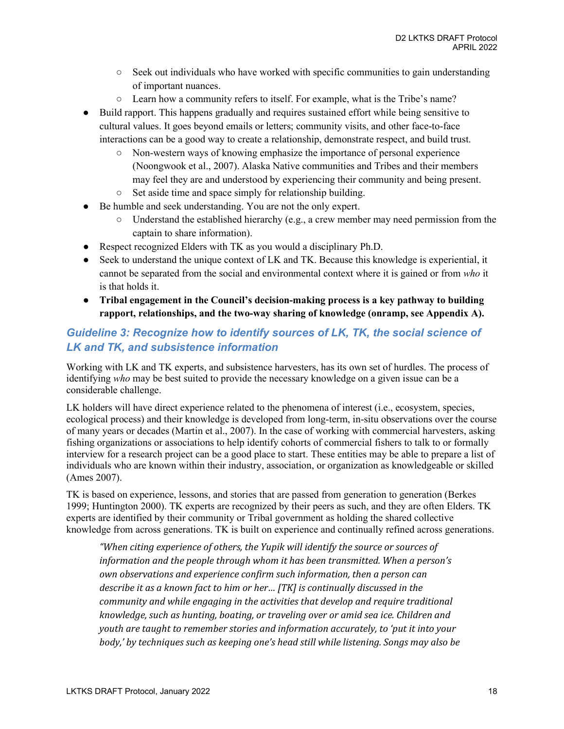- Seek out individuals who have worked with specific communities to gain understanding of important nuances.
    - Learn how a community refers to itself. For example, what is the Tribe's name?
- Build rapport. This happens gradually and requires sustained effort while being sensitive to cultural values. It goes beyond emails or letters; community visits, and other face-to-face interactions can be a good way to create a relationship, demonstrate respect, and build trust.
    - Non-western ways of knowing emphasize the importance of personal experience (Noongwook et al., 2007). Alaska Native communities and Tribes and their members may feel they are and understood by experiencing their community and being present.
    - Set aside time and space simply for relationship building.
- Be humble and seek understanding. You are not the only expert.
    - Understand the established hierarchy (e.g., a crew member may need permission from the captain to share information).
- Respect recognized Elders with TK as you would a disciplinary Ph.D.
- Seek to understand the unique context of LK and TK. Because this knowledge is experiential, it cannot be separated from the social and environmental context where it is gained or from *who* it is that holds it.
- **Tribal engagement in the Council's decision-making process is a key pathway to building rapport, relationships, and the two-way sharing of knowledge (onramp, see Appendix A).**

## *Guideline 3: Recognize how to identify sources of LK, TK, the social science of LK and TK, and subsistence information*

Working with LK and TK experts, and subsistence harvesters, has its own set of hurdles. The process of identifying *who* may be best suited to provide the necessary knowledge on a given issue can be a considerable challenge.

LK holders will have direct experience related to the phenomena of interest (i.e., ecosystem, species, ecological process) and their knowledge is developed from long-term, in-situ observations over the course of many years or decades (Martin et al., 2007). In the case of working with commercial harvesters, asking fishing organizations or associations to help identify cohorts of commercial fishers to talk to or formally interview for a research project can be a good place to start. These entities may be able to prepare a list of individuals who are known within their industry, association, or organization as knowledgeable or skilled (Ames 2007).

TK is based on experience, lessons, and stories that are passed from generation to generation (Berkes 1999; Huntington 2000). TK experts are recognized by their peers as such, and they are often Elders. TK experts are identified by their community or Tribal government as holding the shared collective knowledge from across generations. TK is built on experience and continually refined across generations.

> *"When citing experience of others, the Yupik will identify the source or sources of information and the people through whom it has been transmitted. When a person's own observations and experience confirm such information, then a person can describe it as a known fact to him or her… [TK] is continually discussed in the community and while engaging in the activities that develop and require traditional knowledge, such as hunting, boating, or traveling over or amid sea ice. Children and youth are taught to remember stories and information accurately, to 'put it into your body,' by techniques such as keeping one's head still while listening. Songs may also be*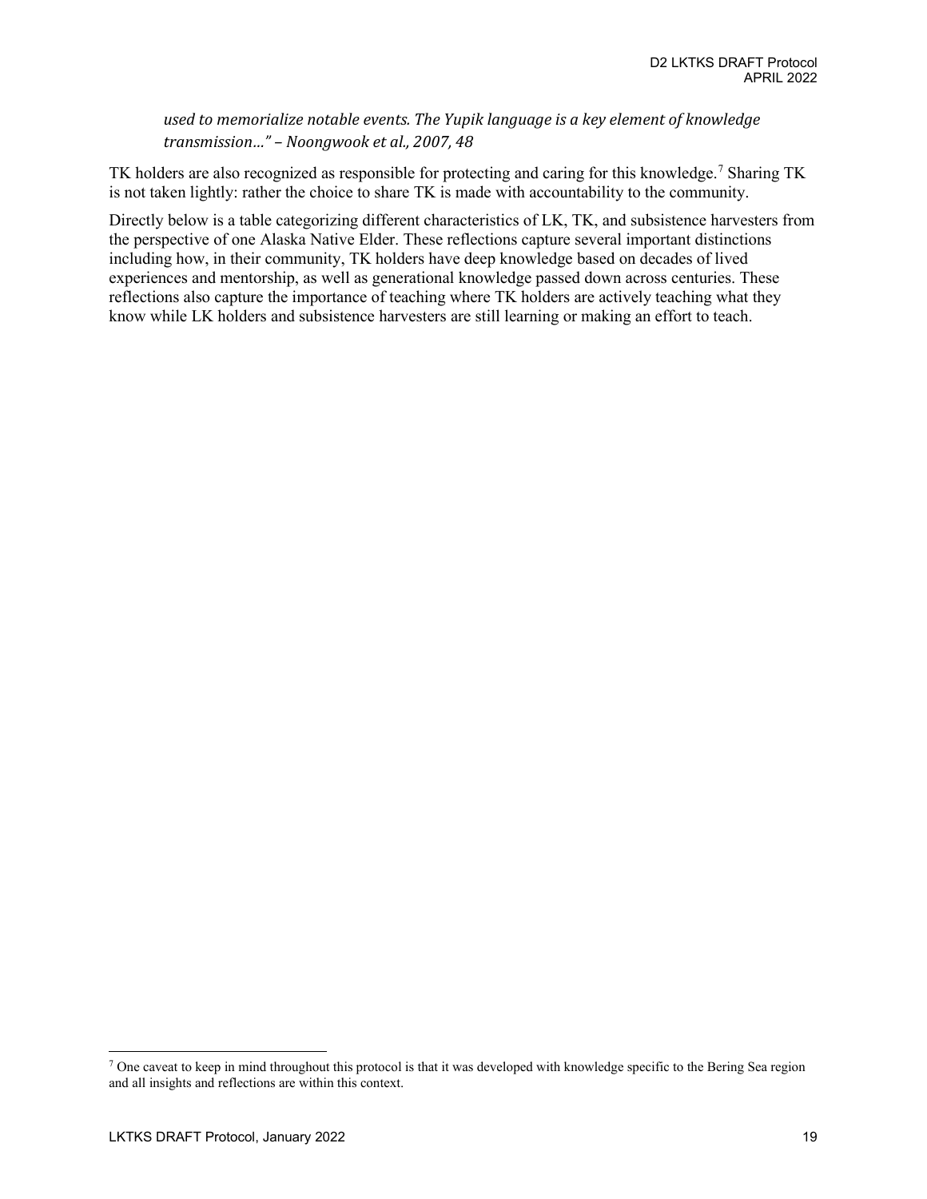*used to memorialize notable events. The Yupik language is a key element of knowledge transmission…" – Noongwook et al., 2007, 48*

TK holders are also recognized as responsible for protecting and caring for this knowledge.[7] Sharing TK is not taken lightly: rather the choice to share TK is made with accountability to the community.

Directly below is a table categorizing different characteristics of LK, TK, and subsistence harvesters from the perspective of one Alaska Native Elder. These reflections capture several important distinctions including how, in their community, TK holders have deep knowledge based on decades of lived experiences and mentorship, as well as generational knowledge passed down across centuries. These reflections also capture the importance of teaching where TK holders are actively teaching what they know while LK holders and subsistence harvesters are still learning or making an effort to teach.

[7] One caveat to keep in mind throughout this protocol is that it was developed with knowledge specific to the Bering Sea region and all insights and reflections are within this context.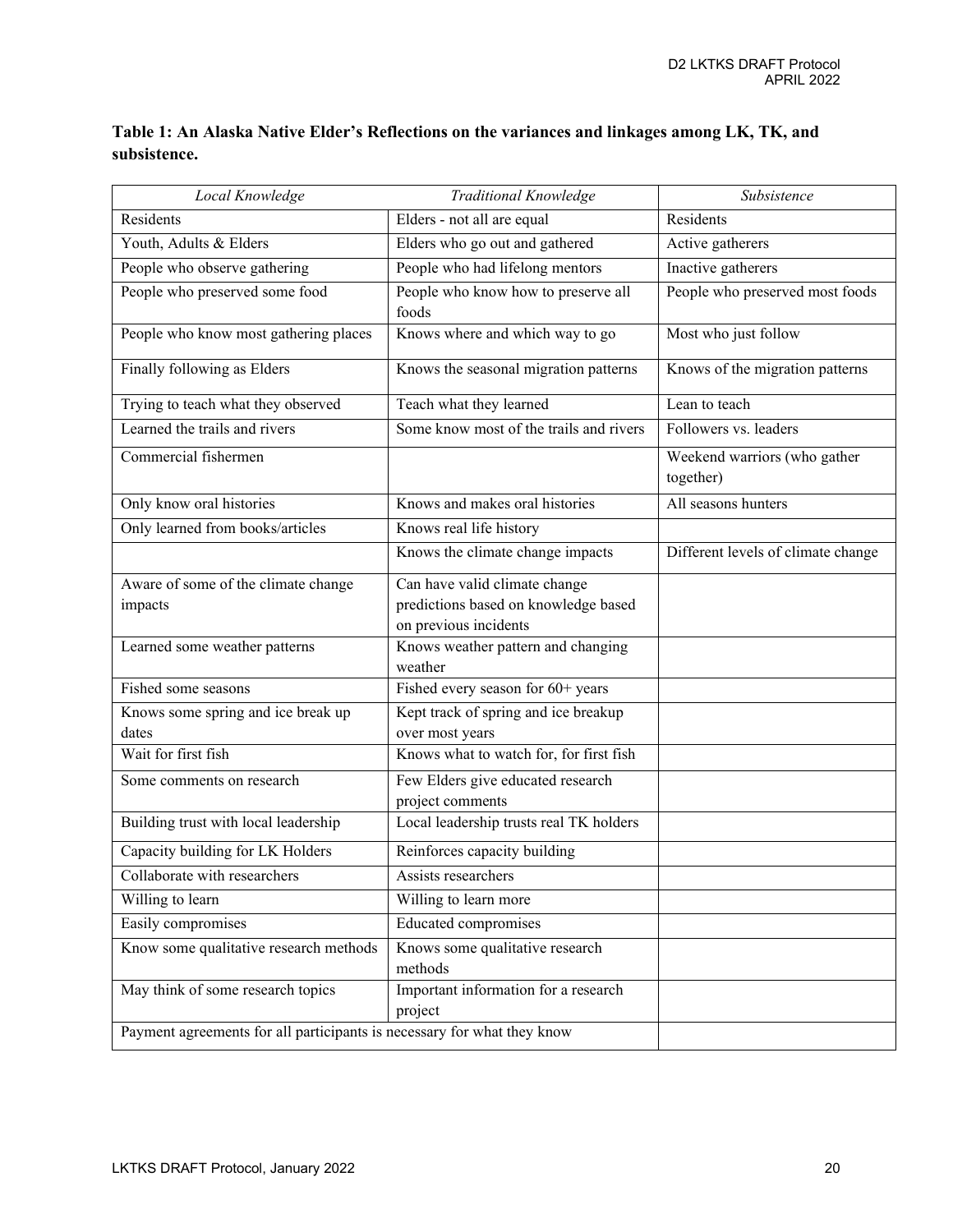**Table 1: An Alaska Native Elder's Reflections on the variances and linkages among LK, TK, and subsistence.**

| *Local Knowledge* | *Traditional Knowledge* | *Subsistence* |
|---|---|---|
| Residents | Elders - not all are equal | Residents |
| Youth, Adults & Elders | Elders who go out and gathered | Active gatherers |
| People who observe gathering | People who had lifelong mentors | Inactive gatherers |
| People who preserved some food | People who know how to preserve all foods | People who preserved most foods |
| People who know most gathering places | Knows where and which way to go | Most who just follow |
| Finally following as Elders | Knows the seasonal migration patterns | Knows of the migration patterns |
| Trying to teach what they observed | Teach what they learned | Lean to teach |
| Learned the trails and rivers | Some know most of the trails and rivers | Followers vs. leaders |
| Commercial fishermen | | Weekend warriors (who gather together) |
| Only know oral histories | Knows and makes oral histories | All seasons hunters |
| Only learned from books/articles | Knows real life history | |
| | Knows the climate change impacts | Different levels of climate change |
| Aware of some of the climate change impacts | Can have valid climate change predictions based on knowledge based on previous incidents | |
| Learned some weather patterns | Knows weather pattern and changing weather | |
| Fished some seasons | Fished every season for 60+ years | |
| Knows some spring and ice break up dates | Kept track of spring and ice breakup over most years | |
| Wait for first fish | Knows what to watch for, for first fish | |
| Some comments on research | Few Elders give educated research project comments | |
| Building trust with local leadership | Local leadership trusts real TK holders | |
| Capacity building for LK Holders | Reinforces capacity building | |
| Collaborate with researchers | Assists researchers | |
| Willing to learn | Willing to learn more | |
| Easily compromises | Educated compromises | |
| Know some qualitative research methods | Knows some qualitative research methods | |
| May think of some research topics | Important information for a research project | |
| Payment agreements for all participants is necessary for what they know | | |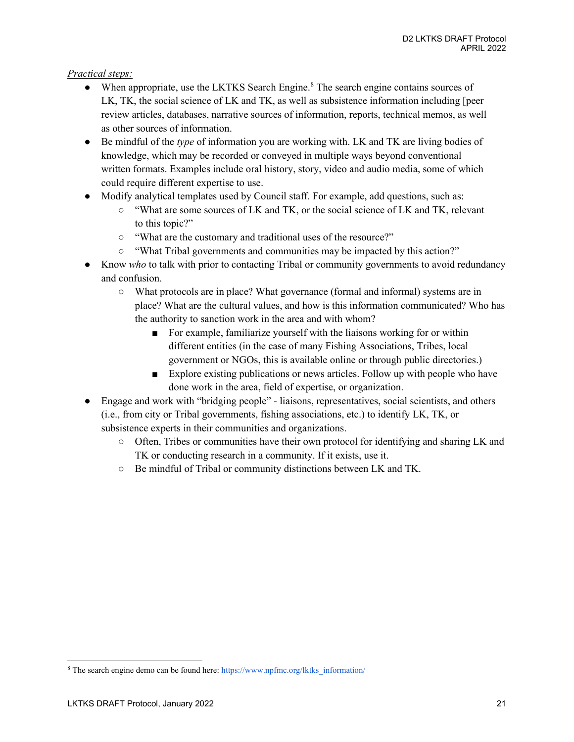*Practical steps:*

- When appropriate, use the LKTKS Search Engine.[8] The search engine contains sources of LK, TK, the social science of LK and TK, as well as subsistence information including [peer review articles, databases, narrative sources of information, reports, technical memos, as well as other sources of information.
- Be mindful of the *type* of information you are working with. LK and TK are living bodies of knowledge, which may be recorded or conveyed in multiple ways beyond conventional written formats. Examples include oral history, story, video and audio media, some of which could require different expertise to use.
- Modify analytical templates used by Council staff. For example, add questions, such as:
    - "What are some sources of LK and TK, or the social science of LK and TK, relevant to this topic?"
    - "What are the customary and traditional uses of the resource?"
    - "What Tribal governments and communities may be impacted by this action?"
- Know *who* to talk with prior to contacting Tribal or community governments to avoid redundancy and confusion.
    - What protocols are in place? What governance (formal and informal) systems are in place? What are the cultural values, and how is this information communicated? Who has the authority to sanction work in the area and with whom?
        - For example, familiarize yourself with the liaisons working for or within different entities (in the case of many Fishing Associations, Tribes, local government or NGOs, this is available online or through public directories.)
        - Explore existing publications or news articles. Follow up with people who have done work in the area, field of expertise, or organization.
- Engage and work with "bridging people" - liaisons, representatives, social scientists, and others (i.e., from city or Tribal governments, fishing associations, etc.) to identify LK, TK, or subsistence experts in their communities and organizations.
    - Often, Tribes or communities have their own protocol for identifying and sharing LK and TK or conducting research in a community. If it exists, use it.
    - Be mindful of Tribal or community distinctions between LK and TK.

[8] The search engine demo can be found here: https://www.npfmc.org/lktks_information/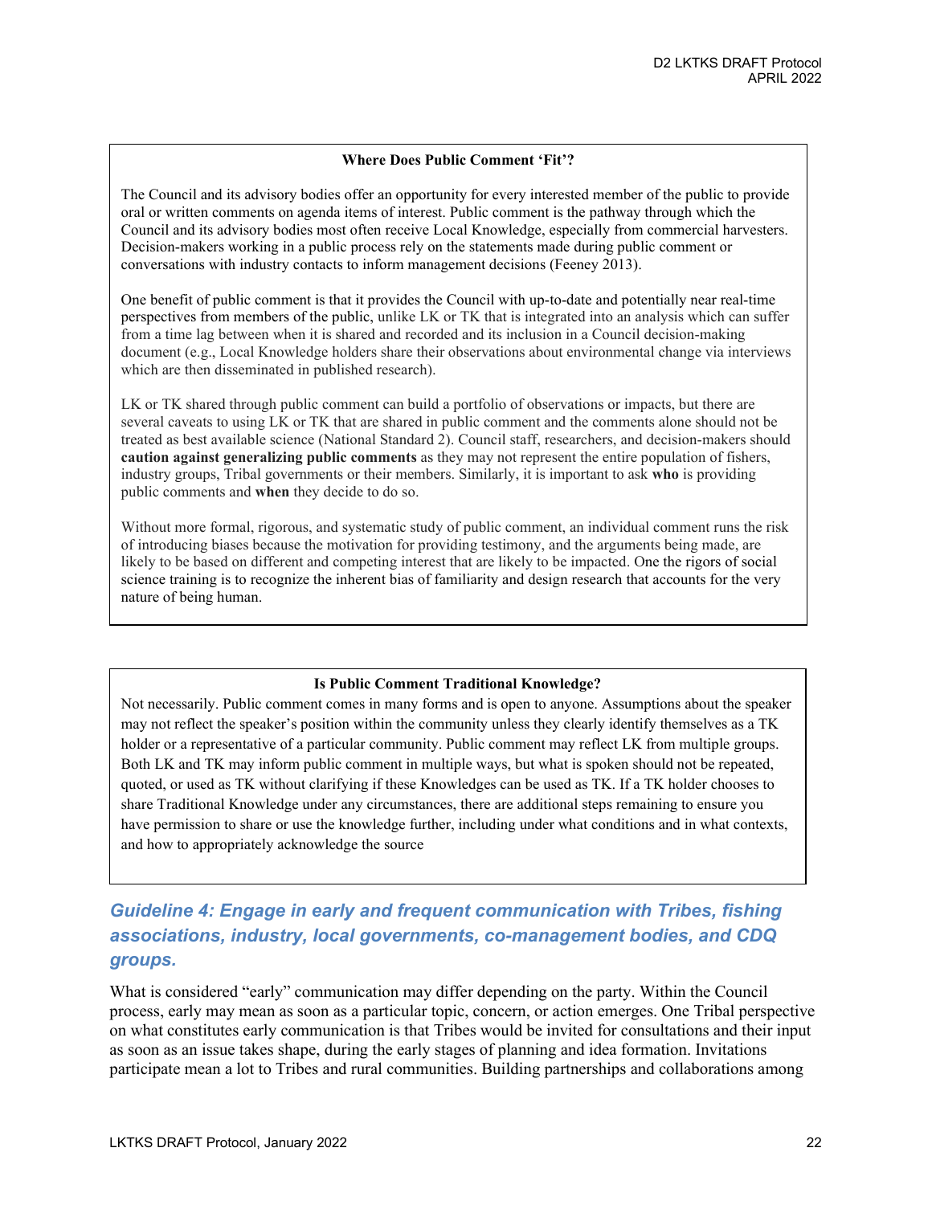**Where Does Public Comment 'Fit'?**

The Council and its advisory bodies offer an opportunity for every interested member of the public to provide oral or written comments on agenda items of interest. Public comment is the pathway through which the Council and its advisory bodies most often receive Local Knowledge, especially from commercial harvesters. Decision-makers working in a public process rely on the statements made during public comment or conversations with industry contacts to inform management decisions (Feeney 2013).

One benefit of public comment is that it provides the Council with up-to-date and potentially near real-time perspectives from members of the public, unlike LK or TK that is integrated into an analysis which can suffer from a time lag between when it is shared and recorded and its inclusion in a Council decision-making document (e.g., Local Knowledge holders share their observations about environmental change via interviews which are then disseminated in published research).

LK or TK shared through public comment can build a portfolio of observations or impacts, but there are several caveats to using LK or TK that are shared in public comment and the comments alone should not be treated as best available science (National Standard 2). Council staff, researchers, and decision-makers should **caution against generalizing public comments** as they may not represent the entire population of fishers, industry groups, Tribal governments or their members. Similarly, it is important to ask **who** is providing public comments and **when** they decide to do so.

Without more formal, rigorous, and systematic study of public comment, an individual comment runs the risk of introducing biases because the motivation for providing testimony, and the arguments being made, are likely to be based on different and competing interest that are likely to be impacted. One the rigors of social science training is to recognize the inherent bias of familiarity and design research that accounts for the very nature of being human.

**Is Public Comment Traditional Knowledge?**

Not necessarily. Public comment comes in many forms and is open to anyone. Assumptions about the speaker may not reflect the speaker's position within the community unless they clearly identify themselves as a TK holder or a representative of a particular community. Public comment may reflect LK from multiple groups. Both LK and TK may inform public comment in multiple ways, but what is spoken should not be repeated, quoted, or used as TK without clarifying if these Knowledges can be used as TK. If a TK holder chooses to share Traditional Knowledge under any circumstances, there are additional steps remaining to ensure you have permission to share or use the knowledge further, including under what conditions and in what contexts, and how to appropriately acknowledge the source

### *Guideline 4: Engage in early and frequent communication with Tribes, fishing associations, industry, local governments, co-management bodies, and CDQ groups.*

What is considered "early" communication may differ depending on the party. Within the Council process, early may mean as soon as a particular topic, concern, or action emerges. One Tribal perspective on what constitutes early communication is that Tribes would be invited for consultations and their input as soon as an issue takes shape, during the early stages of planning and idea formation. Invitations participate mean a lot to Tribes and rural communities. Building partnerships and collaborations among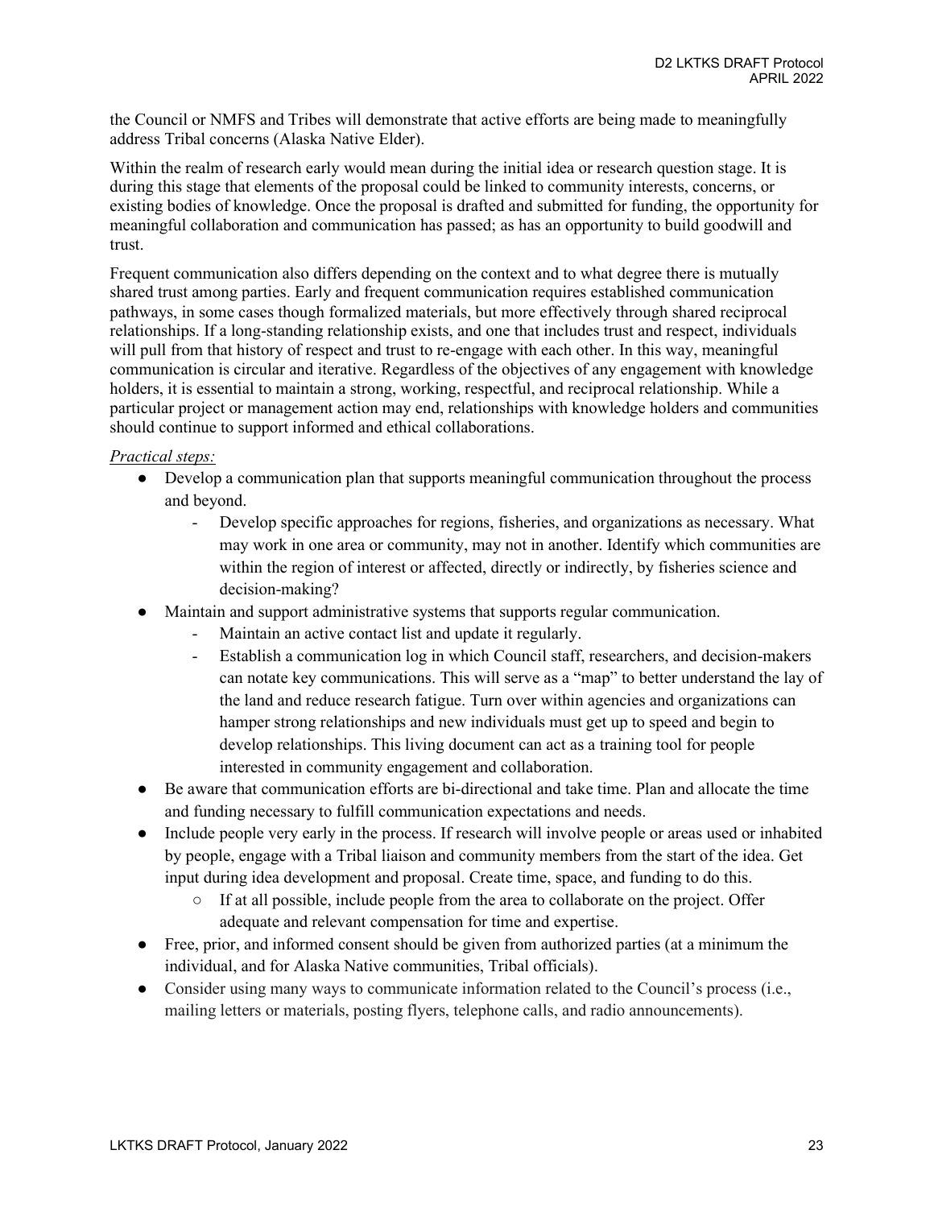the Council or NMFS and Tribes will demonstrate that active efforts are being made to meaningfully address Tribal concerns (Alaska Native Elder).

Within the realm of research early would mean during the initial idea or research question stage. It is during this stage that elements of the proposal could be linked to community interests, concerns, or existing bodies of knowledge. Once the proposal is drafted and submitted for funding, the opportunity for meaningful collaboration and communication has passed; as has an opportunity to build goodwill and trust.

Frequent communication also differs depending on the context and to what degree there is mutually shared trust among parties. Early and frequent communication requires established communication pathways, in some cases though formalized materials, but more effectively through shared reciprocal relationships. If a long-standing relationship exists, and one that includes trust and respect, individuals will pull from that history of respect and trust to re-engage with each other. In this way, meaningful communication is circular and iterative. Regardless of the objectives of any engagement with knowledge holders, it is essential to maintain a strong, working, respectful, and reciprocal relationship. While a particular project or management action may end, relationships with knowledge holders and communities should continue to support informed and ethical collaborations.

*Practical steps:*

- Develop a communication plan that supports meaningful communication throughout the process and beyond.
  - Develop specific approaches for regions, fisheries, and organizations as necessary. What may work in one area or community, may not in another. Identify which communities are within the region of interest or affected, directly or indirectly, by fisheries science and decision-making?
- Maintain and support administrative systems that supports regular communication.
  - Maintain an active contact list and update it regularly.
  - Establish a communication log in which Council staff, researchers, and decision-makers can notate key communications. This will serve as a "map" to better understand the lay of the land and reduce research fatigue. Turn over within agencies and organizations can hamper strong relationships and new individuals must get up to speed and begin to develop relationships. This living document can act as a training tool for people interested in community engagement and collaboration.
- Be aware that communication efforts are bi-directional and take time. Plan and allocate the time and funding necessary to fulfill communication expectations and needs.
- Include people very early in the process. If research will involve people or areas used or inhabited by people, engage with a Tribal liaison and community members from the start of the idea. Get input during idea development and proposal. Create time, space, and funding to do this.
  - If at all possible, include people from the area to collaborate on the project. Offer adequate and relevant compensation for time and expertise.
- Free, prior, and informed consent should be given from authorized parties (at a minimum the individual, and for Alaska Native communities, Tribal officials).
- Consider using many ways to communicate information related to the Council's process (i.e., mailing letters or materials, posting flyers, telephone calls, and radio announcements).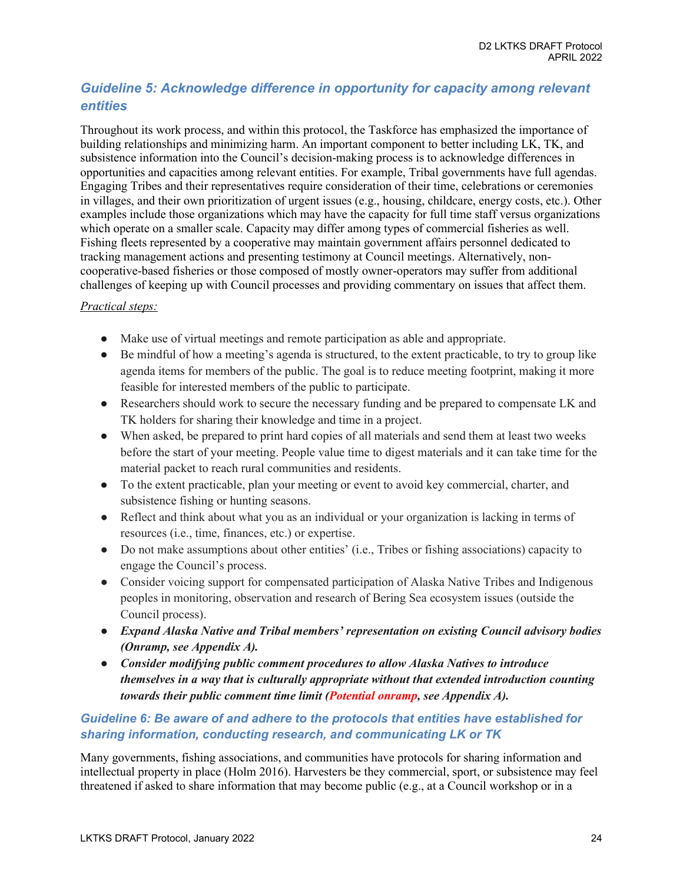### *Guideline 5: Acknowledge difference in opportunity for capacity among relevant entities*

Throughout its work process, and within this protocol, the Taskforce has emphasized the importance of building relationships and minimizing harm. An important component to better including LK, TK, and subsistence information into the Council's decision-making process is to acknowledge differences in opportunities and capacities among relevant entities. For example, Tribal governments have full agendas. Engaging Tribes and their representatives require consideration of their time, celebrations or ceremonies in villages, and their own prioritization of urgent issues (e.g., housing, childcare, energy costs, etc.). Other examples include those organizations which may have the capacity for full time staff versus organizations which operate on a smaller scale. Capacity may differ among types of commercial fisheries as well. Fishing fleets represented by a cooperative may maintain government affairs personnel dedicated to tracking management actions and presenting testimony at Council meetings. Alternatively, non-cooperative-based fisheries or those composed of mostly owner-operators may suffer from additional challenges of keeping up with Council processes and providing commentary on issues that affect them.

<u>*Practical steps:*</u>

- Make use of virtual meetings and remote participation as able and appropriate.
- Be mindful of how a meeting's agenda is structured, to the extent practicable, to try to group like agenda items for members of the public. The goal is to reduce meeting footprint, making it more feasible for interested members of the public to participate.
- Researchers should work to secure the necessary funding and be prepared to compensate LK and TK holders for sharing their knowledge and time in a project.
- When asked, be prepared to print hard copies of all materials and send them at least two weeks before the start of your meeting. People value time to digest materials and it can take time for the material packet to reach rural communities and residents.
- To the extent practicable, plan your meeting or event to avoid key commercial, charter, and subsistence fishing or hunting seasons.
- Reflect and think about what you as an individual or your organization is lacking in terms of resources (i.e., time, finances, etc.) or expertise.
- Do not make assumptions about other entities' (i.e., Tribes or fishing associations) capacity to engage the Council's process.
- Consider voicing support for compensated participation of Alaska Native Tribes and Indigenous peoples in monitoring, observation and research of Bering Sea ecosystem issues (outside the Council process).
- ***Expand Alaska Native and Tribal members' representation on existing Council advisory bodies (Onramp, see Appendix A).***
- ***Consider modifying public comment procedures to allow Alaska Natives to introduce themselves in a way that is culturally appropriate without that extended introduction counting towards their public comment time limit (Potential onramp, see Appendix A).***

### *Guideline 6: Be aware of and adhere to the protocols that entities have established for sharing information, conducting research, and communicating LK or TK*

Many governments, fishing associations, and communities have protocols for sharing information and intellectual property in place (Holm 2016). Harvesters be they commercial, sport, or subsistence may feel threatened if asked to share information that may become public (e.g., at a Council workshop or in a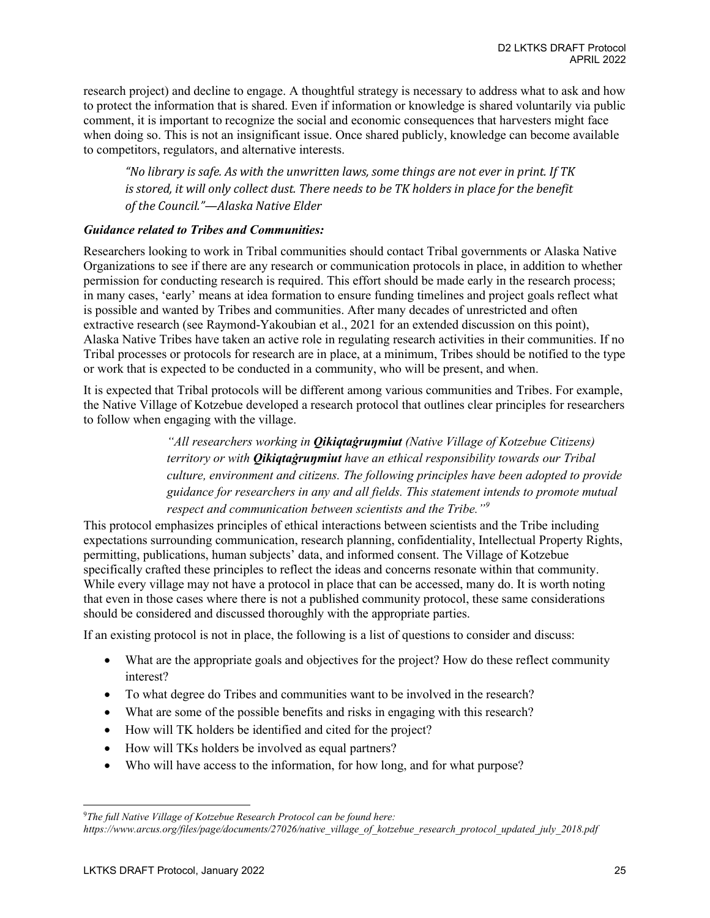research project) and decline to engage. A thoughtful strategy is necessary to address what to ask and how to protect the information that is shared. Even if information or knowledge is shared voluntarily via public comment, it is important to recognize the social and economic consequences that harvesters might face when doing so. This is not an insignificant issue. Once shared publicly, knowledge can become available to competitors, regulators, and alternative interests.

> *"No library is safe. As with the unwritten laws, some things are not ever in print. If TK is stored, it will only collect dust. There needs to be TK holders in place for the benefit of the Council."—Alaska Native Elder*

***Guidance related to Tribes and Communities:***

Researchers looking to work in Tribal communities should contact Tribal governments or Alaska Native Organizations to see if there are any research or communication protocols in place, in addition to whether permission for conducting research is required. This effort should be made early in the research process; in many cases, 'early' means at idea formation to ensure funding timelines and project goals reflect what is possible and wanted by Tribes and communities. After many decades of unrestricted and often extractive research (see Raymond-Yakoubian et al., 2021 for an extended discussion on this point), Alaska Native Tribes have taken an active role in regulating research activities in their communities. If no Tribal processes or protocols for research are in place, at a minimum, Tribes should be notified to the type or work that is expected to be conducted in a community, who will be present, and when.

It is expected that Tribal protocols will be different among various communities and Tribes. For example, the Native Village of Kotzebue developed a research protocol that outlines clear principles for researchers to follow when engaging with the village.

> *"All researchers working in **Qikiqtaġruŋmiut** (Native Village of Kotzebue Citizens) territory or with **Qikiqtaġruŋmiut** have an ethical responsibility towards our Tribal culture, environment and citizens. The following principles have been adopted to provide guidance for researchers in any and all fields. This statement intends to promote mutual respect and communication between scientists and the Tribe."*[9]

This protocol emphasizes principles of ethical interactions between scientists and the Tribe including expectations surrounding communication, research planning, confidentiality, Intellectual Property Rights, permitting, publications, human subjects' data, and informed consent. The Village of Kotzebue specifically crafted these principles to reflect the ideas and concerns resonate within that community. While every village may not have a protocol in place that can be accessed, many do. It is worth noting that even in those cases where there is not a published community protocol, these same considerations should be considered and discussed thoroughly with the appropriate parties.

If an existing protocol is not in place, the following is a list of questions to consider and discuss:

- What are the appropriate goals and objectives for the project? How do these reflect community interest?
- To what degree do Tribes and communities want to be involved in the research?
- What are some of the possible benefits and risks in engaging with this research?
- How will TK holders be identified and cited for the project?
- How will TKs holders be involved as equal partners?
- Who will have access to the information, for how long, and for what purpose?

---

[9]*The full Native Village of Kotzebue Research Protocol can be found here: https://www.arcus.org/files/page/documents/27026/native_village_of_kotzebue_research_protocol_updated_july_2018.pdf*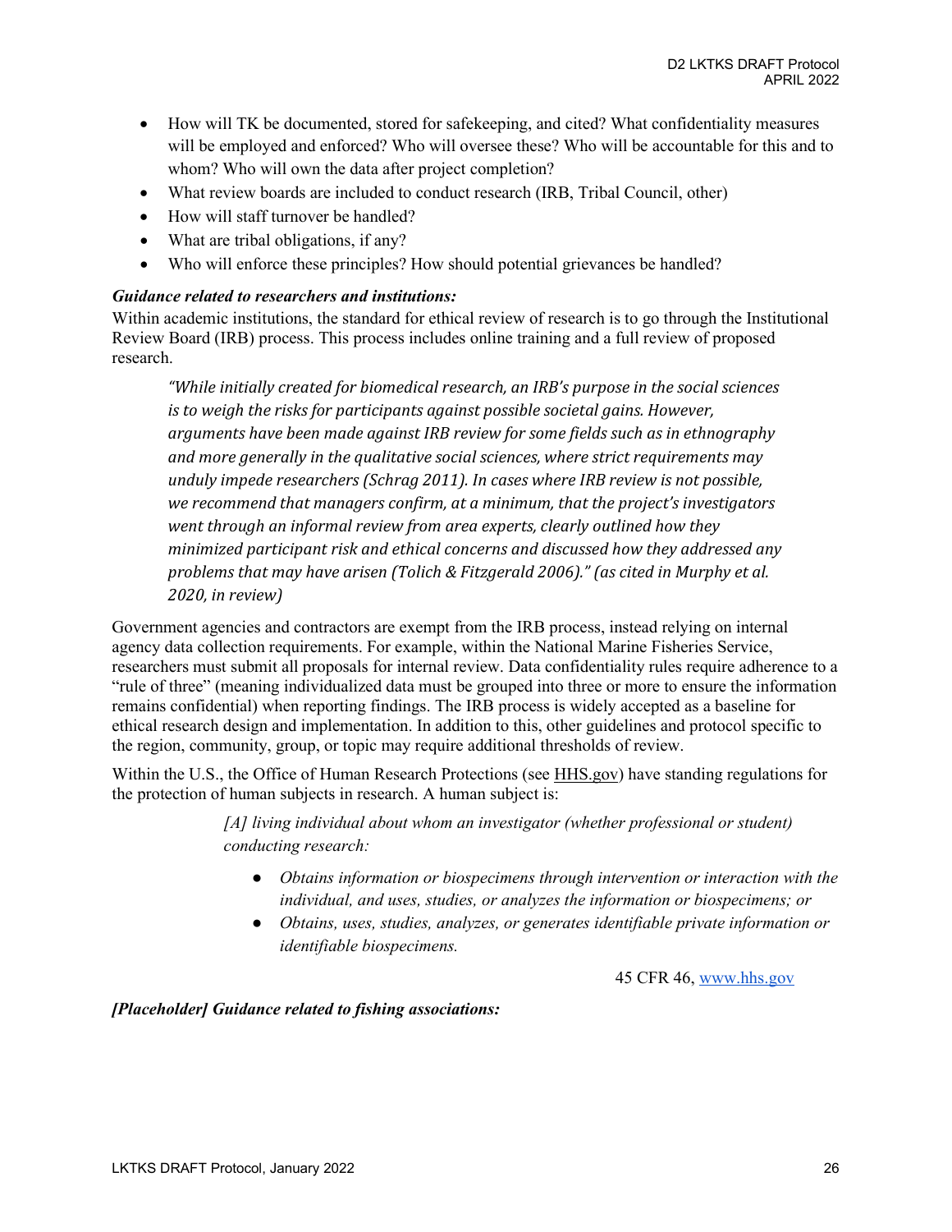- How will TK be documented, stored for safekeeping, and cited? What confidentiality measures will be employed and enforced? Who will oversee these? Who will be accountable for this and to whom? Who will own the data after project completion?
- What review boards are included to conduct research (IRB, Tribal Council, other)
- How will staff turnover be handled?
- What are tribal obligations, if any?
- Who will enforce these principles? How should potential grievances be handled?

***Guidance related to researchers and institutions:***
Within academic institutions, the standard for ethical review of research is to go through the Institutional Review Board (IRB) process. This process includes online training and a full review of proposed research.

> *"While initially created for biomedical research, an IRB's purpose in the social sciences is to weigh the risks for participants against possible societal gains. However, arguments have been made against IRB review for some fields such as in ethnography and more generally in the qualitative social sciences, where strict requirements may unduly impede researchers (Schrag 2011). In cases where IRB review is not possible, we recommend that managers confirm, at a minimum, that the project's investigators went through an informal review from area experts, clearly outlined how they minimized participant risk and ethical concerns and discussed how they addressed any problems that may have arisen (Tolich & Fitzgerald 2006)." (as cited in Murphy et al. 2020, in review)*

Government agencies and contractors are exempt from the IRB process, instead relying on internal agency data collection requirements. For example, within the National Marine Fisheries Service, researchers must submit all proposals for internal review. Data confidentiality rules require adherence to a "rule of three" (meaning individualized data must be grouped into three or more to ensure the information remains confidential) when reporting findings. The IRB process is widely accepted as a baseline for ethical research design and implementation. In addition to this, other guidelines and protocol specific to the region, community, group, or topic may require additional thresholds of review.

Within the U.S., the Office of Human Research Protections (see HHS.gov) have standing regulations for the protection of human subjects in research. A human subject is:

> *[A] living individual about whom an investigator (whether professional or student) conducting research:*
>
> - *Obtains information or biospecimens through intervention or interaction with the individual, and uses, studies, or analyzes the information or biospecimens; or*
> - *Obtains, uses, studies, analyzes, or generates identifiable private information or identifiable biospecimens.*
>
> 45 CFR 46, www.hhs.gov

***[Placeholder] Guidance related to fishing associations:***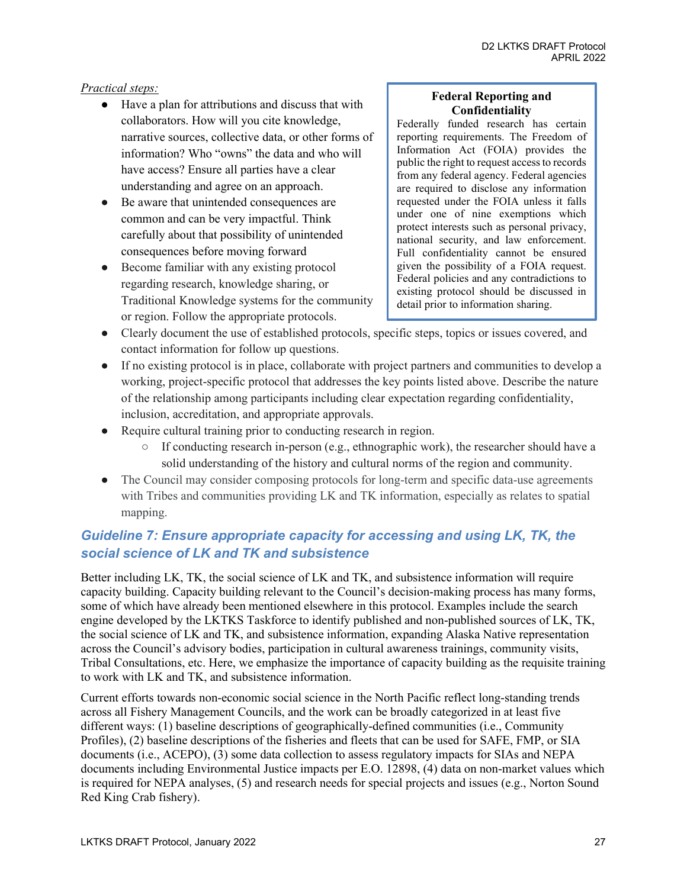*Practical steps:*

- Have a plan for attributions and discuss that with collaborators. How will you cite knowledge, narrative sources, collective data, or other forms of information? Who "owns" the data and who will have access? Ensure all parties have a clear understanding and agree on an approach.
- Be aware that unintended consequences are common and can be very impactful. Think carefully about that possibility of unintended consequences before moving forward
- Become familiar with any existing protocol regarding research, knowledge sharing, or Traditional Knowledge systems for the community or region. Follow the appropriate protocols.
- Clearly document the use of established protocols, specific steps, topics or issues covered, and contact information for follow up questions.
- If no existing protocol is in place, collaborate with project partners and communities to develop a working, project-specific protocol that addresses the key points listed above. Describe the nature of the relationship among participants including clear expectation regarding confidentiality, inclusion, accreditation, and appropriate approvals.
- Require cultural training prior to conducting research in region.
  - If conducting research in-person (e.g., ethnographic work), the researcher should have a solid understanding of the history and cultural norms of the region and community.
- The Council may consider composing protocols for long-term and specific data-use agreements with Tribes and communities providing LK and TK information, especially as relates to spatial mapping.

> **Federal Reporting and Confidentiality**
>
> Federally funded research has certain reporting requirements. The Freedom of Information Act (FOIA) provides the public the right to request access to records from any federal agency. Federal agencies are required to disclose any information requested under the FOIA unless it falls under one of nine exemptions which protect interests such as personal privacy, national security, and law enforcement. Full confidentiality cannot be ensured given the possibility of a FOIA request. Federal policies and any contradictions to existing protocol should be discussed in detail prior to information sharing.

## *Guideline 7: Ensure appropriate capacity for accessing and using LK, TK, the social science of LK and TK and subsistence*

Better including LK, TK, the social science of LK and TK, and subsistence information will require capacity building. Capacity building relevant to the Council's decision-making process has many forms, some of which have already been mentioned elsewhere in this protocol. Examples include the search engine developed by the LKTKS Taskforce to identify published and non-published sources of LK, TK, the social science of LK and TK, and subsistence information, expanding Alaska Native representation across the Council's advisory bodies, participation in cultural awareness trainings, community visits, Tribal Consultations, etc. Here, we emphasize the importance of capacity building as the requisite training to work with LK and TK, and subsistence information.

Current efforts towards non-economic social science in the North Pacific reflect long-standing trends across all Fishery Management Councils, and the work can be broadly categorized in at least five different ways: (1) baseline descriptions of geographically-defined communities (i.e., Community Profiles), (2) baseline descriptions of the fisheries and fleets that can be used for SAFE, FMP, or SIA documents (i.e., ACEPO), (3) some data collection to assess regulatory impacts for SIAs and NEPA documents including Environmental Justice impacts per E.O. 12898, (4) data on non-market values which is required for NEPA analyses, (5) and research needs for special projects and issues (e.g., Norton Sound Red King Crab fishery).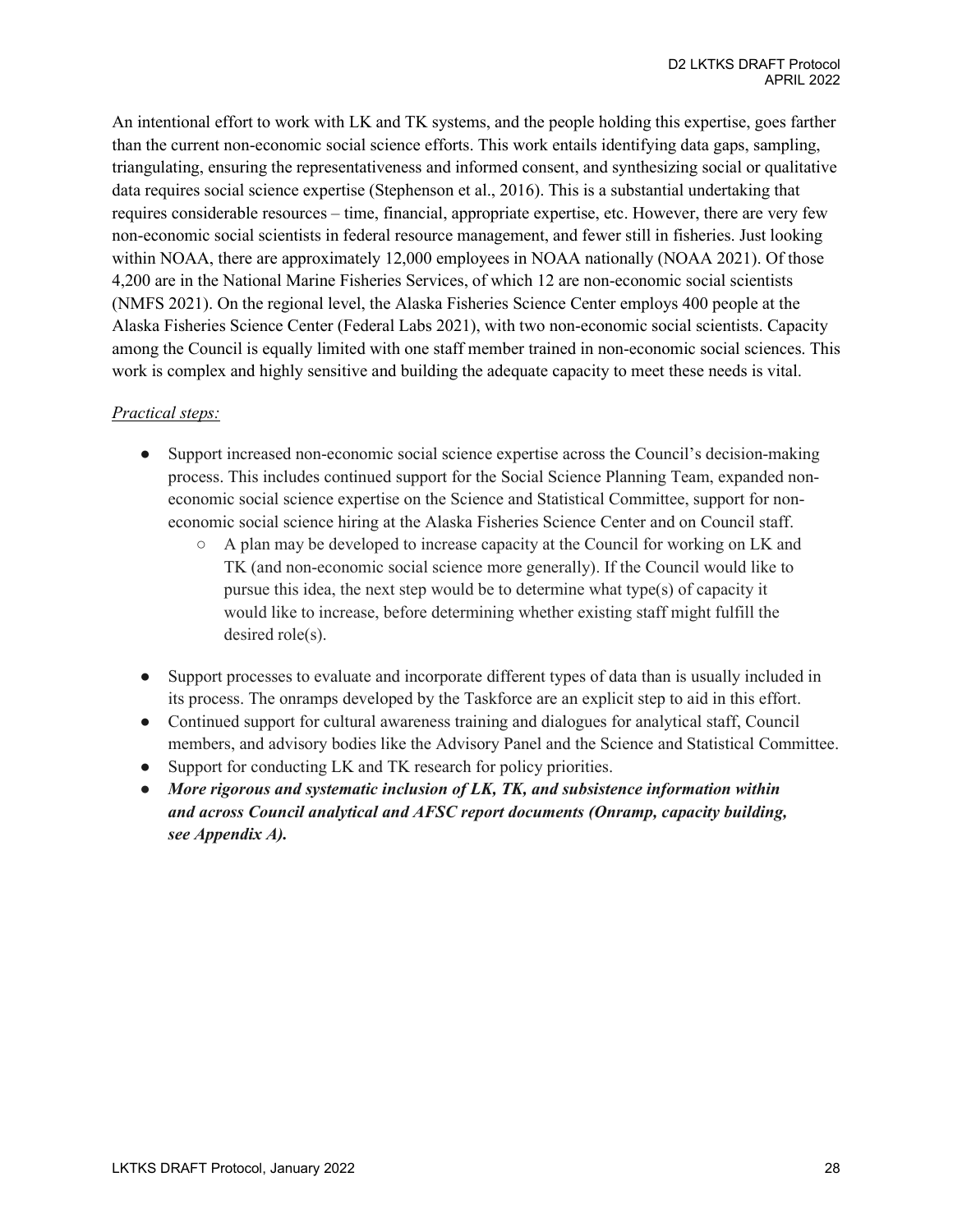An intentional effort to work with LK and TK systems, and the people holding this expertise, goes farther than the current non-economic social science efforts. This work entails identifying data gaps, sampling, triangulating, ensuring the representativeness and informed consent, and synthesizing social or qualitative data requires social science expertise (Stephenson et al., 2016). This is a substantial undertaking that requires considerable resources – time, financial, appropriate expertise, etc. However, there are very few non-economic social scientists in federal resource management, and fewer still in fisheries. Just looking within NOAA, there are approximately 12,000 employees in NOAA nationally (NOAA 2021). Of those 4,200 are in the National Marine Fisheries Services, of which 12 are non-economic social scientists (NMFS 2021). On the regional level, the Alaska Fisheries Science Center employs 400 people at the Alaska Fisheries Science Center (Federal Labs 2021), with two non-economic social scientists. Capacity among the Council is equally limited with one staff member trained in non-economic social sciences. This work is complex and highly sensitive and building the adequate capacity to meet these needs is vital.

*Practical steps:*

- Support increased non-economic social science expertise across the Council's decision-making process. This includes continued support for the Social Science Planning Team, expanded non-economic social science expertise on the Science and Statistical Committee, support for non-economic social science hiring at the Alaska Fisheries Science Center and on Council staff.
    - A plan may be developed to increase capacity at the Council for working on LK and TK (and non-economic social science more generally). If the Council would like to pursue this idea, the next step would be to determine what type(s) of capacity it would like to increase, before determining whether existing staff might fulfill the desired role(s).
- Support processes to evaluate and incorporate different types of data than is usually included in its process. The onramps developed by the Taskforce are an explicit step to aid in this effort.
- Continued support for cultural awareness training and dialogues for analytical staff, Council members, and advisory bodies like the Advisory Panel and the Science and Statistical Committee.
- Support for conducting LK and TK research for policy priorities.
- ***More rigorous and systematic inclusion of LK, TK, and subsistence information within and across Council analytical and AFSC report documents (Onramp, capacity building, see Appendix A).***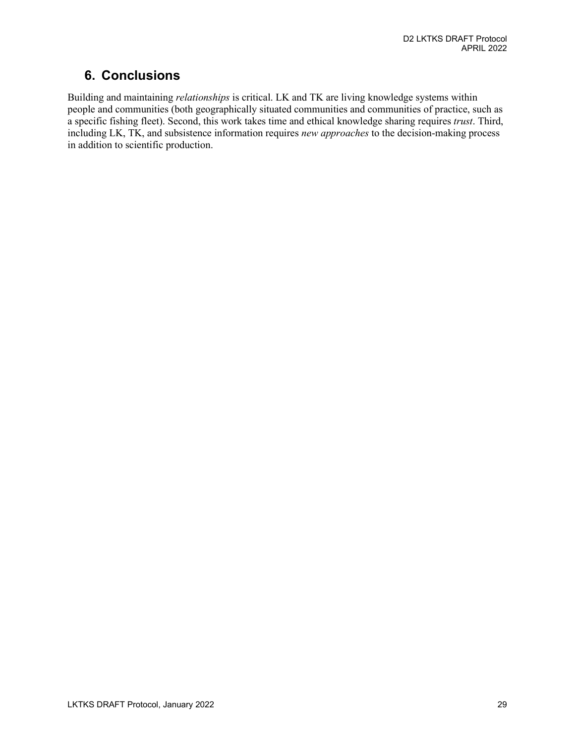## 6. Conclusions

Building and maintaining *relationships* is critical. LK and TK are living knowledge systems within people and communities (both geographically situated communities and communities of practice, such as a specific fishing fleet). Second, this work takes time and ethical knowledge sharing requires *trust*. Third, including LK, TK, and subsistence information requires *new approaches* to the decision-making process in addition to scientific production.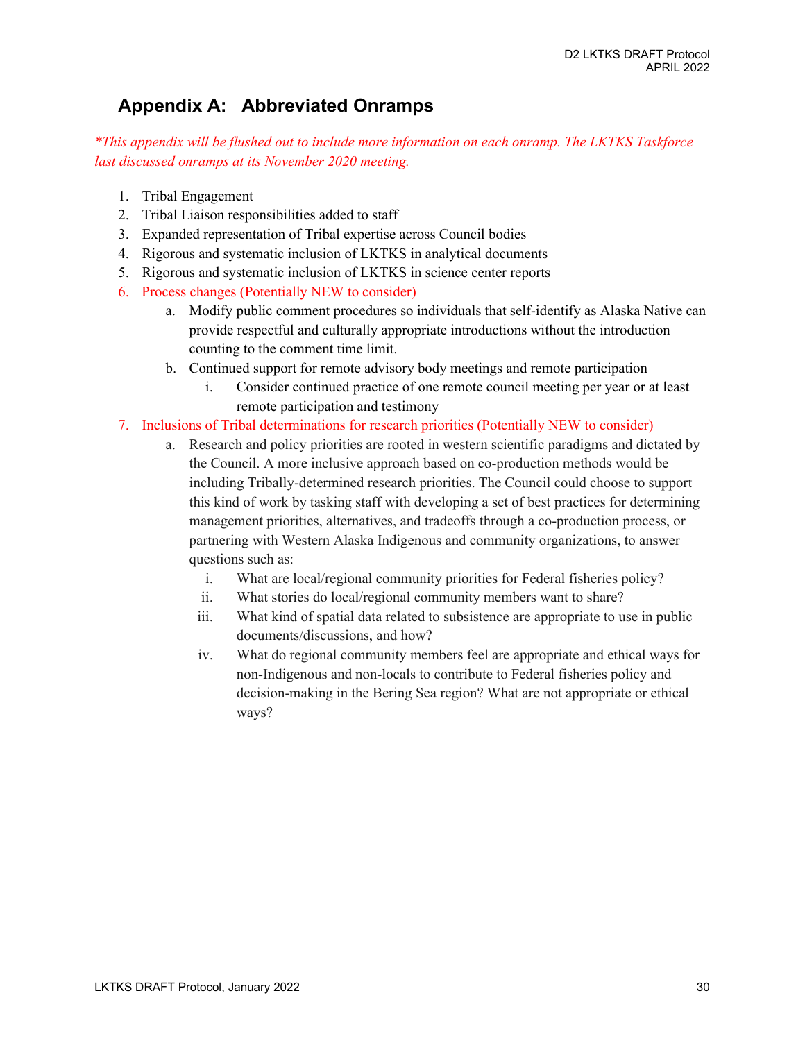## Appendix A: Abbreviated Onramps

*\*This appendix will be flushed out to include more information on each onramp. The LKTKS Taskforce last discussed onramps at its November 2020 meeting.*

1. Tribal Engagement
2. Tribal Liaison responsibilities added to staff
3. Expanded representation of Tribal expertise across Council bodies
4. Rigorous and systematic inclusion of LKTKS in analytical documents
5. Rigorous and systematic inclusion of LKTKS in science center reports
6. Process changes (Potentially NEW to consider)
    a. Modify public comment procedures so individuals that self-identify as Alaska Native can provide respectful and culturally appropriate introductions without the introduction counting to the comment time limit.
    b. Continued support for remote advisory body meetings and remote participation
        i. Consider continued practice of one remote council meeting per year or at least remote participation and testimony
7. Inclusions of Tribal determinations for research priorities (Potentially NEW to consider)
    a. Research and policy priorities are rooted in western scientific paradigms and dictated by the Council. A more inclusive approach based on co-production methods would be including Tribally-determined research priorities. The Council could choose to support this kind of work by tasking staff with developing a set of best practices for determining management priorities, alternatives, and tradeoffs through a co-production process, or partnering with Western Alaska Indigenous and community organizations, to answer questions such as:
        i. What are local/regional community priorities for Federal fisheries policy?
        ii. What stories do local/regional community members want to share?
        iii. What kind of spatial data related to subsistence are appropriate to use in public documents/discussions, and how?
        iv. What do regional community members feel are appropriate and ethical ways for non-Indigenous and non-locals to contribute to Federal fisheries policy and decision-making in the Bering Sea region? What are not appropriate or ethical ways?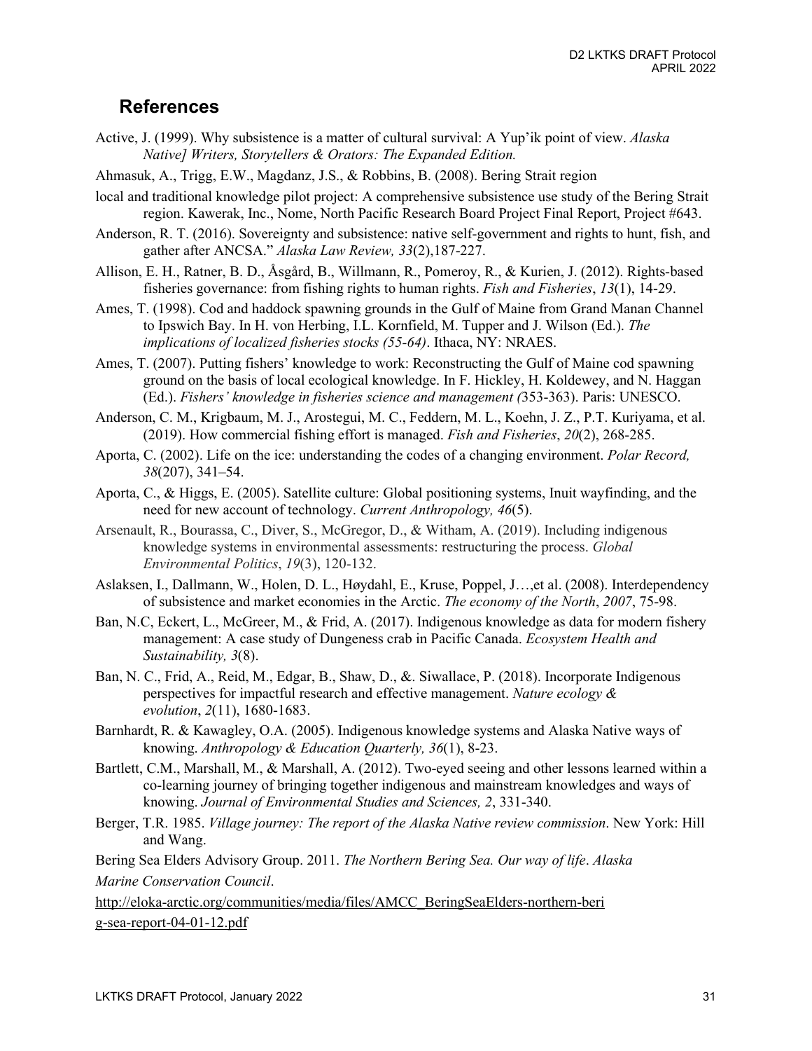## References

Active, J. (1999). Why subsistence is a matter of cultural survival: A Yup'ik point of view. *Alaska Native] Writers, Storytellers & Orators: The Expanded Edition.*

Ahmasuk, A., Trigg, E.W., Magdanz, J.S., & Robbins, B. (2008). Bering Strait region

local and traditional knowledge pilot project: A comprehensive subsistence use study of the Bering Strait region. Kawerak, Inc., Nome, North Pacific Research Board Project Final Report, Project #643.

Anderson, R. T. (2016). Sovereignty and subsistence: native self-government and rights to hunt, fish, and gather after ANCSA." *Alaska Law Review, 33*(2),187-227.

Allison, E. H., Ratner, B. D., Åsgård, B., Willmann, R., Pomeroy, R., & Kurien, J. (2012). Rights-based fisheries governance: from fishing rights to human rights. *Fish and Fisheries*, *13*(1), 14-29.

Ames, T. (1998). Cod and haddock spawning grounds in the Gulf of Maine from Grand Manan Channel to Ipswich Bay. In H. von Herbing, I.L. Kornfield, M. Tupper and J. Wilson (Ed.). *The implications of localized fisheries stocks (55-64)*. Ithaca, NY: NRAES.

Ames, T. (2007). Putting fishers' knowledge to work: Reconstructing the Gulf of Maine cod spawning ground on the basis of local ecological knowledge. In F. Hickley, H. Koldewey, and N. Haggan (Ed.). *Fishers' knowledge in fisheries science and management (*353-363). Paris: UNESCO.

Anderson, C. M., Krigbaum, M. J., Arostegui, M. C., Feddern, M. L., Koehn, J. Z., P.T. Kuriyama, et al. (2019). How commercial fishing effort is managed. *Fish and Fisheries*, *20*(2), 268-285.

Aporta, C. (2002). Life on the ice: understanding the codes of a changing environment. *Polar Record, 38*(207), 341–54.

Aporta, C., & Higgs, E. (2005). Satellite culture: Global positioning systems, Inuit wayfinding, and the need for new account of technology. *Current Anthropology, 46*(5).

Arsenault, R., Bourassa, C., Diver, S., McGregor, D., & Witham, A. (2019). Including indigenous knowledge systems in environmental assessments: restructuring the process. *Global Environmental Politics*, *19*(3), 120-132.

Aslaksen, I., Dallmann, W., Holen, D. L., Høydahl, E., Kruse, Poppel, J…,et al. (2008). Interdependency of subsistence and market economies in the Arctic. *The economy of the North*, *2007*, 75-98.

Ban, N.C, Eckert, L., McGreer, M., & Frid, A. (2017). Indigenous knowledge as data for modern fishery management: A case study of Dungeness crab in Pacific Canada. *Ecosystem Health and Sustainability, 3*(8).

Ban, N. C., Frid, A., Reid, M., Edgar, B., Shaw, D., &. Siwallace, P. (2018). Incorporate Indigenous perspectives for impactful research and effective management. *Nature ecology & evolution*, *2*(11), 1680-1683.

Barnhardt, R. & Kawagley, O.A. (2005). Indigenous knowledge systems and Alaska Native ways of knowing. *Anthropology & Education Quarterly, 36*(1), 8-23.

Bartlett, C.M., Marshall, M., & Marshall, A. (2012). Two-eyed seeing and other lessons learned within a co-learning journey of bringing together indigenous and mainstream knowledges and ways of knowing. *Journal of Environmental Studies and Sciences, 2*, 331-340.

Berger, T.R. 1985. *Village journey: The report of the Alaska Native review commission*. New York: Hill and Wang.

Bering Sea Elders Advisory Group. 2011. *The Northern Bering Sea. Our way of life*. *Alaska Marine Conservation Council*.

http://eloka-arctic.org/communities/media/files/AMCC_BeringSeaElders-northern-beri g-sea-report-04-01-12.pdf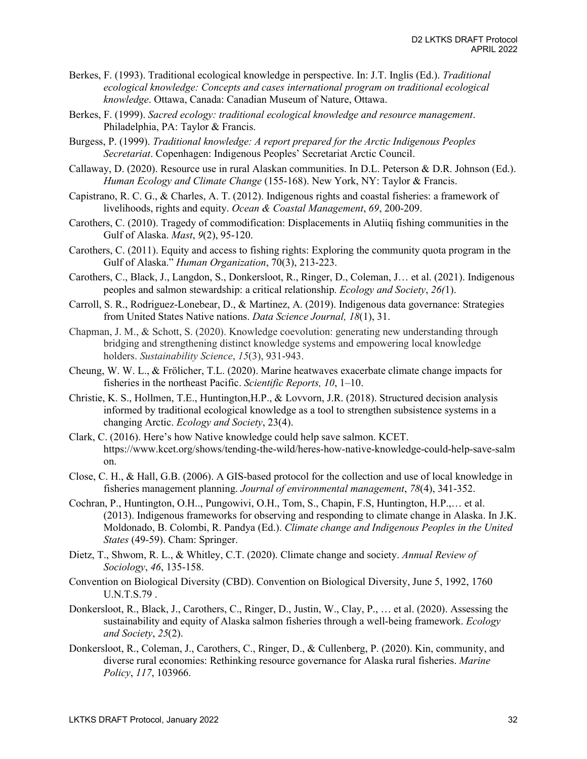Berkes, F. (1993). Traditional ecological knowledge in perspective. In: J.T. Inglis (Ed.). *Traditional ecological knowledge: Concepts and cases international program on traditional ecological knowledge*. Ottawa, Canada: Canadian Museum of Nature, Ottawa.

Berkes, F. (1999). *Sacred ecology: traditional ecological knowledge and resource management*. Philadelphia, PA: Taylor & Francis.

Burgess, P. (1999). *Traditional knowledge: A report prepared for the Arctic Indigenous Peoples Secretariat*. Copenhagen: Indigenous Peoples' Secretariat Arctic Council.

Callaway, D. (2020). Resource use in rural Alaskan communities. In D.L. Peterson & D.R. Johnson (Ed.). *Human Ecology and Climate Change* (155-168). New York, NY: Taylor & Francis.

Capistrano, R. C. G., & Charles, A. T. (2012). Indigenous rights and coastal fisheries: a framework of livelihoods, rights and equity. *Ocean & Coastal Management*, *69*, 200-209.

Carothers, C. (2010). Tragedy of commodification: Displacements in Alutiiq fishing communities in the Gulf of Alaska. *Mast*, *9*(2), 95-120.

Carothers, C. (2011). Equity and access to fishing rights: Exploring the community quota program in the Gulf of Alaska." *Human Organization*, 70(3), 213-223.

Carothers, C., Black, J., Langdon, S., Donkersloot, R., Ringer, D., Coleman, J… et al. (2021). Indigenous peoples and salmon stewardship: a critical relationship. *Ecology and Society*, *26(*1).

Carroll, S. R., Rodriguez-Lonebear, D., & Martinez, A. (2019). Indigenous data governance: Strategies from United States Native nations. *Data Science Journal, 18*(1), 31.

Chapman, J. M., & Schott, S. (2020). Knowledge coevolution: generating new understanding through bridging and strengthening distinct knowledge systems and empowering local knowledge holders. *Sustainability Science*, *15*(3), 931-943.

Cheung, W. W. L., & Frölicher, T.L. (2020). Marine heatwaves exacerbate climate change impacts for fisheries in the northeast Pacific. *Scientific Reports, 10*, 1–10.

Christie, K. S., Hollmen, T.E., Huntington,H.P., & Lovvorn, J.R. (2018). Structured decision analysis informed by traditional ecological knowledge as a tool to strengthen subsistence systems in a changing Arctic. *Ecology and Society*, 23(4).

Clark, C. (2016). Here's how Native knowledge could help save salmon. KCET. https://www.kcet.org/shows/tending-the-wild/heres-how-native-knowledge-could-help-save-salmon.

Close, C. H., & Hall, G.B. (2006). A GIS-based protocol for the collection and use of local knowledge in fisheries management planning. *Journal of environmental management*, *78*(4), 341-352.

Cochran, P., Huntington, O.H.., Pungowivi, O.H., Tom, S., Chapin, F.S, Huntington, H.P.,… et al. (2013). Indigenous frameworks for observing and responding to climate change in Alaska. In J.K. Moldonado, B. Colombi, R. Pandya (Ed.). *Climate change and Indigenous Peoples in the United States* (49-59). Cham: Springer.

Dietz, T., Shwom, R. L., & Whitley, C.T. (2020). Climate change and society. *Annual Review of Sociology*, *46*, 135-158.

Convention on Biological Diversity (CBD). Convention on Biological Diversity, June 5, 1992, 1760 U.N.T.S.79 .

Donkersloot, R., Black, J., Carothers, C., Ringer, D., Justin, W., Clay, P., … et al. (2020). Assessing the sustainability and equity of Alaska salmon fisheries through a well-being framework. *Ecology and Society*, *25*(2).

Donkersloot, R., Coleman, J., Carothers, C., Ringer, D., & Cullenberg, P. (2020). Kin, community, and diverse rural economies: Rethinking resource governance for Alaska rural fisheries. *Marine Policy*, *117*, 103966.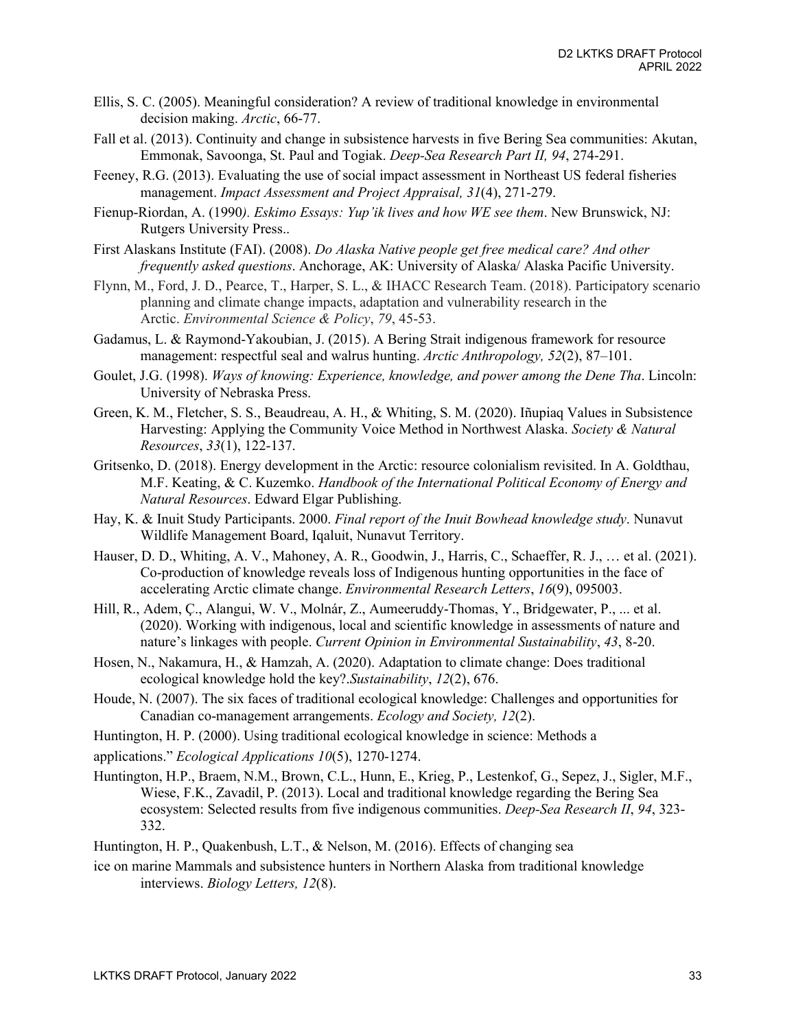Ellis, S. C. (2005). Meaningful consideration? A review of traditional knowledge in environmental decision making. *Arctic*, 66-77.

Fall et al. (2013). Continuity and change in subsistence harvests in five Bering Sea communities: Akutan, Emmonak, Savoonga, St. Paul and Togiak. *Deep-Sea Research Part II, 94*, 274-291.

Feeney, R.G. (2013). Evaluating the use of social impact assessment in Northeast US federal fisheries management. *Impact Assessment and Project Appraisal, 31*(4), 271-279.

Fienup-Riordan, A. (1990*). Eskimo Essays: Yup'ik lives and how WE see them*. New Brunswick, NJ: Rutgers University Press..

First Alaskans Institute (FAI). (2008). *Do Alaska Native people get free medical care? And other frequently asked questions*. Anchorage, AK: University of Alaska/ Alaska Pacific University.

Flynn, M., Ford, J. D., Pearce, T., Harper, S. L., & IHACC Research Team. (2018). Participatory scenario planning and climate change impacts, adaptation and vulnerability research in the Arctic. *Environmental Science & Policy*, *79*, 45-53.

Gadamus, L. & Raymond-Yakoubian, J. (2015). A Bering Strait indigenous framework for resource management: respectful seal and walrus hunting. *Arctic Anthropology, 52*(2), 87–101.

Goulet, J.G. (1998). *Ways of knowing: Experience, knowledge, and power among the Dene Tha*. Lincoln: University of Nebraska Press.

Green, K. M., Fletcher, S. S., Beaudreau, A. H., & Whiting, S. M. (2020). Iñupiaq Values in Subsistence Harvesting: Applying the Community Voice Method in Northwest Alaska. *Society & Natural Resources*, *33*(1), 122-137.

Gritsenko, D. (2018). Energy development in the Arctic: resource colonialism revisited. In A. Goldthau, M.F. Keating, & C. Kuzemko. *Handbook of the International Political Economy of Energy and Natural Resources*. Edward Elgar Publishing.

Hay, K. & Inuit Study Participants. 2000. *Final report of the Inuit Bowhead knowledge study*. Nunavut Wildlife Management Board, Iqaluit, Nunavut Territory.

Hauser, D. D., Whiting, A. V., Mahoney, A. R., Goodwin, J., Harris, C., Schaeffer, R. J., … et al. (2021). Co-production of knowledge reveals loss of Indigenous hunting opportunities in the face of accelerating Arctic climate change. *Environmental Research Letters*, *16*(9), 095003.

Hill, R., Adem, Ç., Alangui, W. V., Molnár, Z., Aumeeruddy-Thomas, Y., Bridgewater, P., ... et al. (2020). Working with indigenous, local and scientific knowledge in assessments of nature and nature's linkages with people. *Current Opinion in Environmental Sustainability*, *43*, 8-20.

Hosen, N., Nakamura, H., & Hamzah, A. (2020). Adaptation to climate change: Does traditional ecological knowledge hold the key?.*Sustainability*, *12*(2), 676.

Houde, N. (2007). The six faces of traditional ecological knowledge: Challenges and opportunities for Canadian co-management arrangements. *Ecology and Society, 12*(2).

Huntington, H. P. (2000). Using traditional ecological knowledge in science: Methods a applications." *Ecological Applications 10*(5), 1270-1274.

Huntington, H.P., Braem, N.M., Brown, C.L., Hunn, E., Krieg, P., Lestenkof, G., Sepez, J., Sigler, M.F., Wiese, F.K., Zavadil, P. (2013). Local and traditional knowledge regarding the Bering Sea ecosystem: Selected results from five indigenous communities. *Deep-Sea Research II*, *94*, 323-332.

Huntington, H. P., Quakenbush, L.T., & Nelson, M. (2016). Effects of changing sea ice on marine Mammals and subsistence hunters in Northern Alaska from traditional knowledge interviews. *Biology Letters, 12*(8).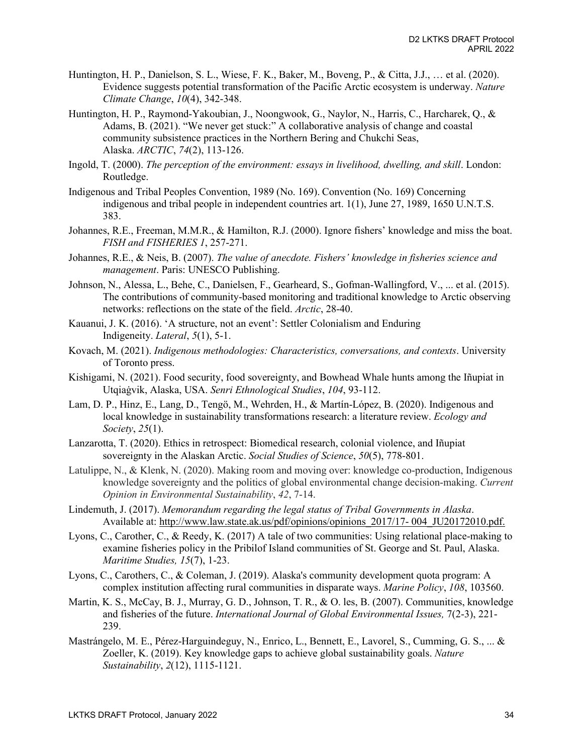Huntington, H. P., Danielson, S. L., Wiese, F. K., Baker, M., Boveng, P., & Citta, J.J., … et al. (2020). Evidence suggests potential transformation of the Pacific Arctic ecosystem is underway. *Nature Climate Change*, *10*(4), 342-348.

Huntington, H. P., Raymond-Yakoubian, J., Noongwook, G., Naylor, N., Harris, C., Harcharek, Q., & Adams, B. (2021). "We never get stuck:" A collaborative analysis of change and coastal community subsistence practices in the Northern Bering and Chukchi Seas, Alaska. *ARCTIC*, *74*(2), 113-126.

Ingold, T. (2000). *The perception of the environment: essays in livelihood, dwelling, and skill*. London: Routledge.

Indigenous and Tribal Peoples Convention, 1989 (No. 169). Convention (No. 169) Concerning indigenous and tribal people in independent countries art. 1(1), June 27, 1989, 1650 U.N.T.S. 383.

Johannes, R.E., Freeman, M.M.R., & Hamilton, R.J. (2000). Ignore fishers' knowledge and miss the boat. *FISH and FISHERIES 1*, 257-271.

Johannes, R.E., & Neis, B. (2007). *The value of anecdote. Fishers' knowledge in fisheries science and management*. Paris: UNESCO Publishing.

Johnson, N., Alessa, L., Behe, C., Danielsen, F., Gearheard, S., Gofman-Wallingford, V., ... et al. (2015). The contributions of community-based monitoring and traditional knowledge to Arctic observing networks: reflections on the state of the field. *Arctic*, 28-40.

Kauanui, J. K. (2016). 'A structure, not an event': Settler Colonialism and Enduring Indigeneity. *Lateral*, *5*(1), 5-1.

Kovach, M. (2021). *Indigenous methodologies: Characteristics, conversations, and contexts*. University of Toronto press.

Kishigami, N. (2021). Food security, food sovereignty, and Bowhead Whale hunts among the Iñupiat in Utqiaġvik, Alaska, USA. *Senri Ethnological Studies*, *104*, 93-112.

Lam, D. P., Hinz, E., Lang, D., Tengö, M., Wehrden, H., & Martín-López, B. (2020). Indigenous and local knowledge in sustainability transformations research: a literature review. *Ecology and Society*, *25*(1).

Lanzarotta, T. (2020). Ethics in retrospect: Biomedical research, colonial violence, and Iñupiat sovereignty in the Alaskan Arctic. *Social Studies of Science*, *50*(5), 778-801.

Latulippe, N., & Klenk, N. (2020). Making room and moving over: knowledge co-production, Indigenous knowledge sovereignty and the politics of global environmental change decision-making. *Current Opinion in Environmental Sustainability*, *42*, 7-14.

Lindemuth, J. (2017). *Memorandum regarding the legal status of Tribal Governments in Alaska*. Available at: http://www.law.state.ak.us/pdf/opinions/opinions_2017/17- 004_JU20172010.pdf.

Lyons, C., Carother, C., & Reedy, K. (2017) A tale of two communities: Using relational place-making to examine fisheries policy in the Pribilof Island communities of St. George and St. Paul, Alaska. *Maritime Studies, 15*(7), 1-23.

Lyons, C., Carothers, C., & Coleman, J. (2019). Alaska's community development quota program: A complex institution affecting rural communities in disparate ways. *Marine Policy*, *108*, 103560.

Martin, K. S., McCay, B. J., Murray, G. D., Johnson, T. R., & O. les, B. (2007). Communities, knowledge and fisheries of the future. *International Journal of Global Environmental Issues,* 7(2-3), 221-239.

Mastrángelo, M. E., Pérez-Harguindeguy, N., Enrico, L., Bennett, E., Lavorel, S., Cumming, G. S., ... & Zoeller, K. (2019). Key knowledge gaps to achieve global sustainability goals. *Nature Sustainability*, *2*(12), 1115-1121.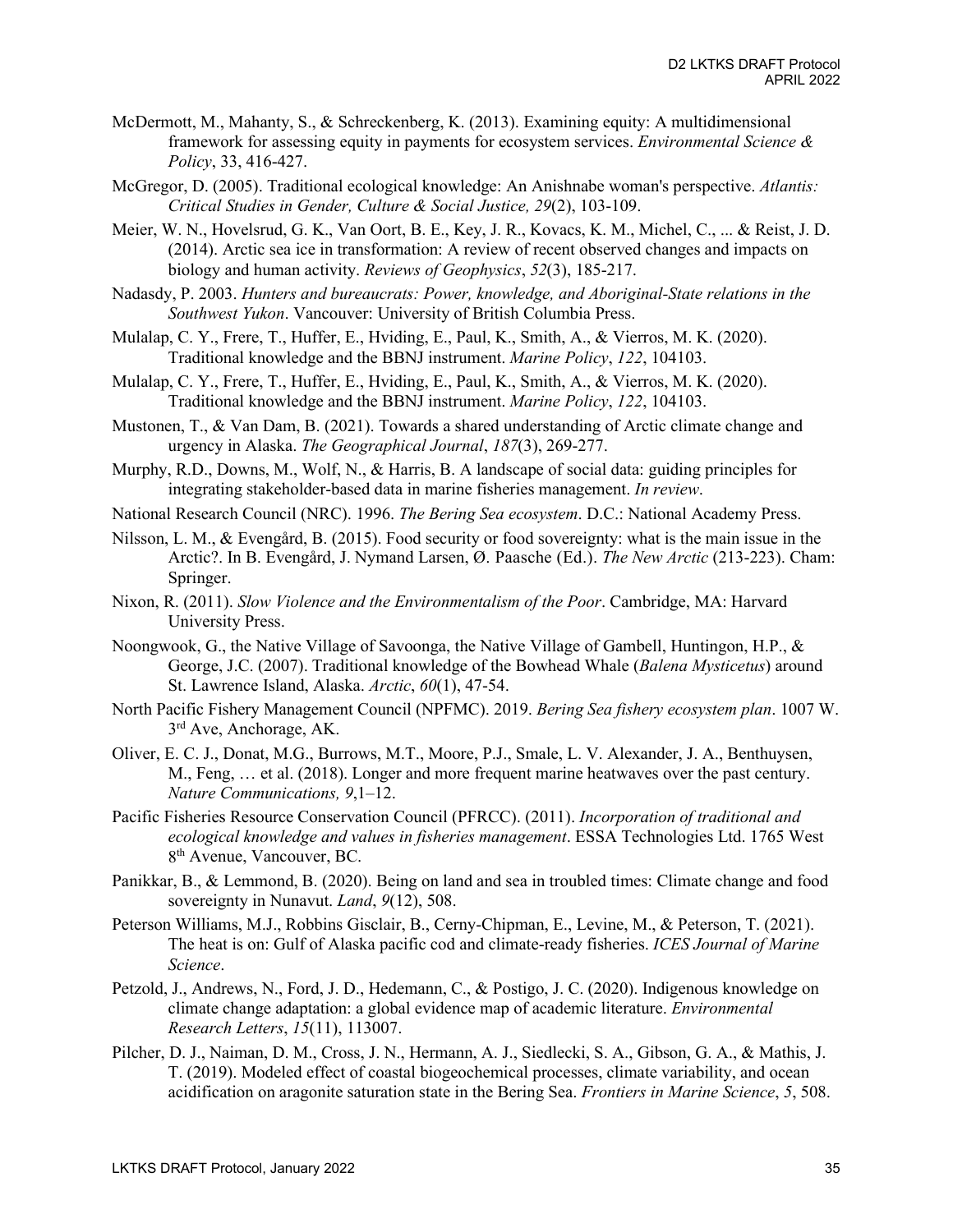McDermott, M., Mahanty, S., & Schreckenberg, K. (2013). Examining equity: A multidimensional framework for assessing equity in payments for ecosystem services. *Environmental Science & Policy*, 33, 416-427.

McGregor, D. (2005). Traditional ecological knowledge: An Anishnabe woman's perspective. *Atlantis: Critical Studies in Gender, Culture & Social Justice, 29*(2), 103-109.

Meier, W. N., Hovelsrud, G. K., Van Oort, B. E., Key, J. R., Kovacs, K. M., Michel, C., ... & Reist, J. D. (2014). Arctic sea ice in transformation: A review of recent observed changes and impacts on biology and human activity. *Reviews of Geophysics*, *52*(3), 185-217.

Nadasdy, P. 2003. *Hunters and bureaucrats: Power, knowledge, and Aboriginal-State relations in the Southwest Yukon*. Vancouver: University of British Columbia Press.

Mulalap, C. Y., Frere, T., Huffer, E., Hviding, E., Paul, K., Smith, A., & Vierros, M. K. (2020). Traditional knowledge and the BBNJ instrument. *Marine Policy*, *122*, 104103.

Mulalap, C. Y., Frere, T., Huffer, E., Hviding, E., Paul, K., Smith, A., & Vierros, M. K. (2020). Traditional knowledge and the BBNJ instrument. *Marine Policy*, *122*, 104103.

Mustonen, T., & Van Dam, B. (2021). Towards a shared understanding of Arctic climate change and urgency in Alaska. *The Geographical Journal*, *187*(3), 269-277.

Murphy, R.D., Downs, M., Wolf, N., & Harris, B. A landscape of social data: guiding principles for integrating stakeholder-based data in marine fisheries management. *In review*.

National Research Council (NRC). 1996. *The Bering Sea ecosystem*. D.C.: National Academy Press.

Nilsson, L. M., & Evengård, B. (2015). Food security or food sovereignty: what is the main issue in the Arctic?. In B. Evengård, J. Nymand Larsen, Ø. Paasche (Ed.). *The New Arctic* (213-223). Cham: Springer.

Nixon, R. (2011). *Slow Violence and the Environmentalism of the Poor*. Cambridge, MA: Harvard University Press.

Noongwook, G., the Native Village of Savoonga, the Native Village of Gambell, Huntingon, H.P., & George, J.C. (2007). Traditional knowledge of the Bowhead Whale (*Balena Mysticetus*) around St. Lawrence Island, Alaska. *Arctic*, *60*(1), 47-54.

North Pacific Fishery Management Council (NPFMC). 2019. *Bering Sea fishery ecosystem plan*. 1007 W. 3rd Ave, Anchorage, AK.

Oliver, E. C. J., Donat, M.G., Burrows, M.T., Moore, P.J., Smale, L. V. Alexander, J. A., Benthuysen, M., Feng, … et al. (2018). Longer and more frequent marine heatwaves over the past century. *Nature Communications, 9*,1–12.

Pacific Fisheries Resource Conservation Council (PFRCC). (2011). *Incorporation of traditional and ecological knowledge and values in fisheries management*. ESSA Technologies Ltd. 1765 West 8th Avenue, Vancouver, BC.

Panikkar, B., & Lemmond, B. (2020). Being on land and sea in troubled times: Climate change and food sovereignty in Nunavut. *Land*, *9*(12), 508.

Peterson Williams, M.J., Robbins Gisclair, B., Cerny-Chipman, E., Levine, M., & Peterson, T. (2021). The heat is on: Gulf of Alaska pacific cod and climate-ready fisheries. *ICES Journal of Marine Science*.

Petzold, J., Andrews, N., Ford, J. D., Hedemann, C., & Postigo, J. C. (2020). Indigenous knowledge on climate change adaptation: a global evidence map of academic literature. *Environmental Research Letters*, *15*(11), 113007.

Pilcher, D. J., Naiman, D. M., Cross, J. N., Hermann, A. J., Siedlecki, S. A., Gibson, G. A., & Mathis, J. T. (2019). Modeled effect of coastal biogeochemical processes, climate variability, and ocean acidification on aragonite saturation state in the Bering Sea. *Frontiers in Marine Science*, *5*, 508.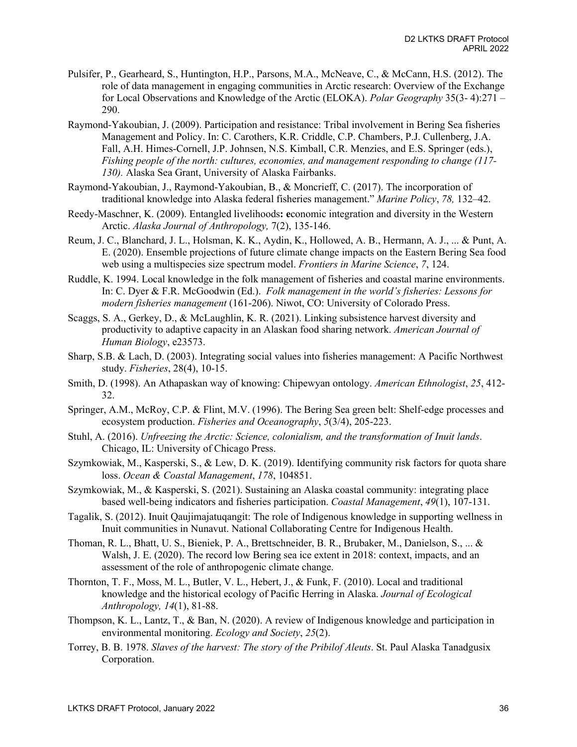Pulsifer, P., Gearheard, S., Huntington, H.P., Parsons, M.A., McNeave, C., & McCann, H.S. (2012). The role of data management in engaging communities in Arctic research: Overview of the Exchange for Local Observations and Knowledge of the Arctic (ELOKA). *Polar Geography* 35(3- 4):271 – 290.

Raymond-Yakoubian, J. (2009). Participation and resistance: Tribal involvement in Bering Sea fisheries Management and Policy. In: C. Carothers, K.R. Criddle, C.P. Chambers, P.J. Cullenberg, J.A. Fall, A.H. Himes-Cornell, J.P. Johnsen, N.S. Kimball, C.R. Menzies, and E.S. Springer (eds.), *Fishing people of the north: cultures, economies, and management responding to change (117-130).* Alaska Sea Grant, University of Alaska Fairbanks.

Raymond-Yakoubian, J., Raymond-Yakoubian, B., & Moncrieff, C. (2017). The incorporation of traditional knowledge into Alaska federal fisheries management." *Marine Policy*, *78,* 132–42.

Reedy-Maschner, K. (2009). Entangled livelihoods**: e**conomic integration and diversity in the Western Arctic. *Alaska Journal of Anthropology,* 7(2), 135-146.

Reum, J. C., Blanchard, J. L., Holsman, K. K., Aydin, K., Hollowed, A. B., Hermann, A. J., ... & Punt, A. E. (2020). Ensemble projections of future climate change impacts on the Eastern Bering Sea food web using a multispecies size spectrum model. *Frontiers in Marine Science*, *7*, 124.

Ruddle, K. 1994. Local knowledge in the folk management of fisheries and coastal marine environments. In: C. Dyer & F.R. McGoodwin (Ed.). *Folk management in the world's fisheries: Lessons for modern fisheries management* (161-206). Niwot, CO: University of Colorado Press.

Scaggs, S. A., Gerkey, D., & McLaughlin, K. R. (2021). Linking subsistence harvest diversity and productivity to adaptive capacity in an Alaskan food sharing network. *American Journal of Human Biology*, e23573.

Sharp, S.B. & Lach, D. (2003). Integrating social values into fisheries management: A Pacific Northwest study. *Fisheries*, 28(4), 10-15.

Smith, D. (1998). An Athapaskan way of knowing: Chipewyan ontology. *American Ethnologist*, *25*, 412-32.

Springer, A.M., McRoy, C.P. & Flint, M.V. (1996). The Bering Sea green belt: Shelf-edge processes and ecosystem production. *Fisheries and Oceanography*, *5*(3/4), 205-223.

Stuhl, A. (2016). *Unfreezing the Arctic: Science, colonialism, and the transformation of Inuit lands*. Chicago, IL: University of Chicago Press.

Szymkowiak, M., Kasperski, S., & Lew, D. K. (2019). Identifying community risk factors for quota share loss. *Ocean & Coastal Management*, *178*, 104851.

Szymkowiak, M., & Kasperski, S. (2021). Sustaining an Alaska coastal community: integrating place based well-being indicators and fisheries participation. *Coastal Management*, *49*(1), 107-131.

Tagalik, S. (2012). Inuit Qaujimajatuqangit: The role of Indigenous knowledge in supporting wellness in Inuit communities in Nunavut. National Collaborating Centre for Indigenous Health.

Thoman, R. L., Bhatt, U. S., Bieniek, P. A., Brettschneider, B. R., Brubaker, M., Danielson, S., ... & Walsh, J. E. (2020). The record low Bering sea ice extent in 2018: context, impacts, and an assessment of the role of anthropogenic climate change.

Thornton, T. F., Moss, M. L., Butler, V. L., Hebert, J., & Funk, F. (2010). Local and traditional knowledge and the historical ecology of Pacific Herring in Alaska. *Journal of Ecological Anthropology, 14*(1), 81-88.

Thompson, K. L., Lantz, T., & Ban, N. (2020). A review of Indigenous knowledge and participation in environmental monitoring. *Ecology and Society*, *25*(2).

Torrey, B. B. 1978. *Slaves of the harvest: The story of the Pribilof Aleuts*. St. Paul Alaska Tanadgusix Corporation.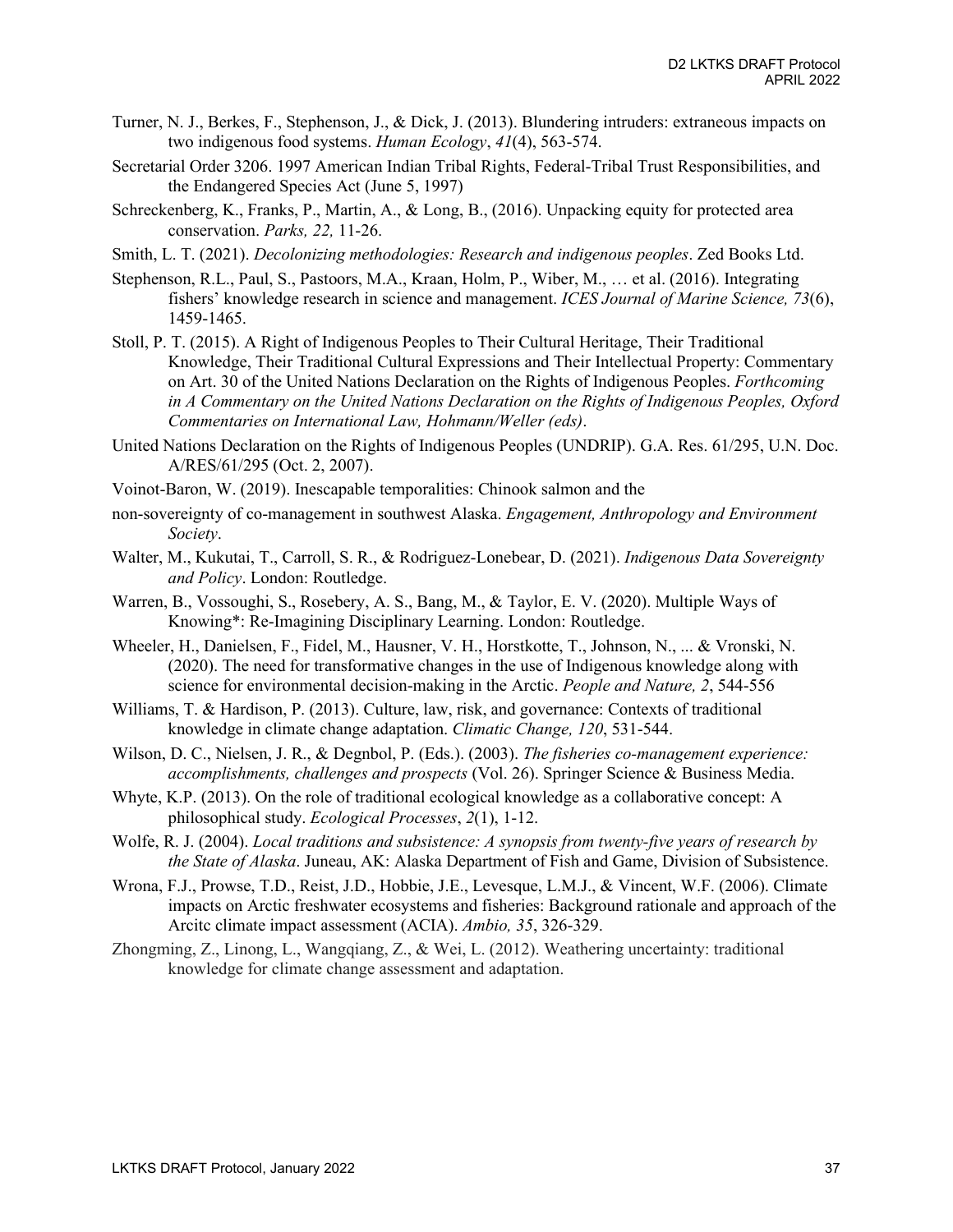Turner, N. J., Berkes, F., Stephenson, J., & Dick, J. (2013). Blundering intruders: extraneous impacts on two indigenous food systems. *Human Ecology*, *41*(4), 563-574.

Secretarial Order 3206. 1997 American Indian Tribal Rights, Federal-Tribal Trust Responsibilities, and the Endangered Species Act (June 5, 1997)

Schreckenberg, K., Franks, P., Martin, A., & Long, B., (2016). Unpacking equity for protected area conservation. *Parks, 22,* 11-26.

Smith, L. T. (2021). *Decolonizing methodologies: Research and indigenous peoples*. Zed Books Ltd.

Stephenson, R.L., Paul, S., Pastoors, M.A., Kraan, Holm, P., Wiber, M., … et al. (2016). Integrating fishers' knowledge research in science and management. *ICES Journal of Marine Science, 73*(6), 1459-1465.

Stoll, P. T. (2015). A Right of Indigenous Peoples to Their Cultural Heritage, Their Traditional Knowledge, Their Traditional Cultural Expressions and Their Intellectual Property: Commentary on Art. 30 of the United Nations Declaration on the Rights of Indigenous Peoples. *Forthcoming in A Commentary on the United Nations Declaration on the Rights of Indigenous Peoples, Oxford Commentaries on International Law, Hohmann/Weller (eds)*.

United Nations Declaration on the Rights of Indigenous Peoples (UNDRIP). G.A. Res. 61/295, U.N. Doc. A/RES/61/295 (Oct. 2, 2007).

Voinot-Baron, W. (2019). Inescapable temporalities: Chinook salmon and the non-sovereignty of co-management in southwest Alaska. *Engagement, Anthropology and Environment Society*.

Walter, M., Kukutai, T., Carroll, S. R., & Rodriguez-Lonebear, D. (2021). *Indigenous Data Sovereignty and Policy*. London: Routledge.

Warren, B., Vossoughi, S., Rosebery, A. S., Bang, M., & Taylor, E. V. (2020). Multiple Ways of Knowing*: Re-Imagining Disciplinary Learning. London: Routledge.

Wheeler, H., Danielsen, F., Fidel, M., Hausner, V. H., Horstkotte, T., Johnson, N., ... & Vronski, N. (2020). The need for transformative changes in the use of Indigenous knowledge along with science for environmental decision-making in the Arctic. *People and Nature, 2*, 544-556

Williams, T. & Hardison, P. (2013). Culture, law, risk, and governance: Contexts of traditional knowledge in climate change adaptation. *Climatic Change, 120*, 531-544.

Wilson, D. C., Nielsen, J. R., & Degnbol, P. (Eds.). (2003). *The fisheries co-management experience: accomplishments, challenges and prospects* (Vol. 26). Springer Science & Business Media.

Whyte, K.P. (2013). On the role of traditional ecological knowledge as a collaborative concept: A philosophical study. *Ecological Processes*, *2*(1), 1-12.

Wolfe, R. J. (2004). *Local traditions and subsistence: A synopsis from twenty-five years of research by the State of Alaska*. Juneau, AK: Alaska Department of Fish and Game, Division of Subsistence.

Wrona, F.J., Prowse, T.D., Reist, J.D., Hobbie, J.E., Levesque, L.M.J., & Vincent, W.F. (2006). Climate impacts on Arctic freshwater ecosystems and fisheries: Background rationale and approach of the Arcitc climate impact assessment (ACIA). *Ambio, 35*, 326-329.

Zhongming, Z., Linong, L., Wangqiang, Z., & Wei, L. (2012). Weathering uncertainty: traditional knowledge for climate change assessment and adaptation.